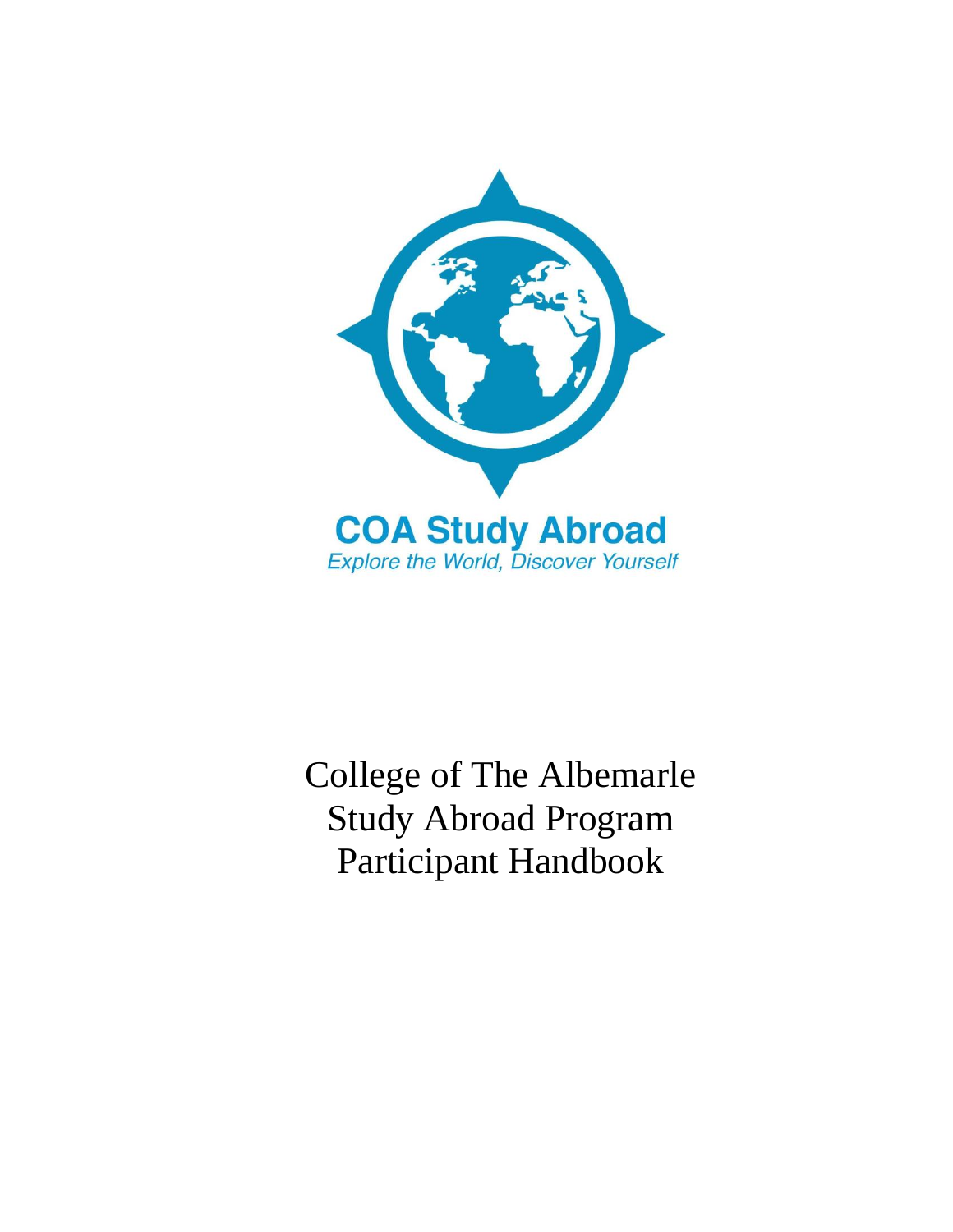**COA Study Abroad**

*Explore the World, Discover Yourself*

# College of The Albemarle Study Abroad Program Participant Handbook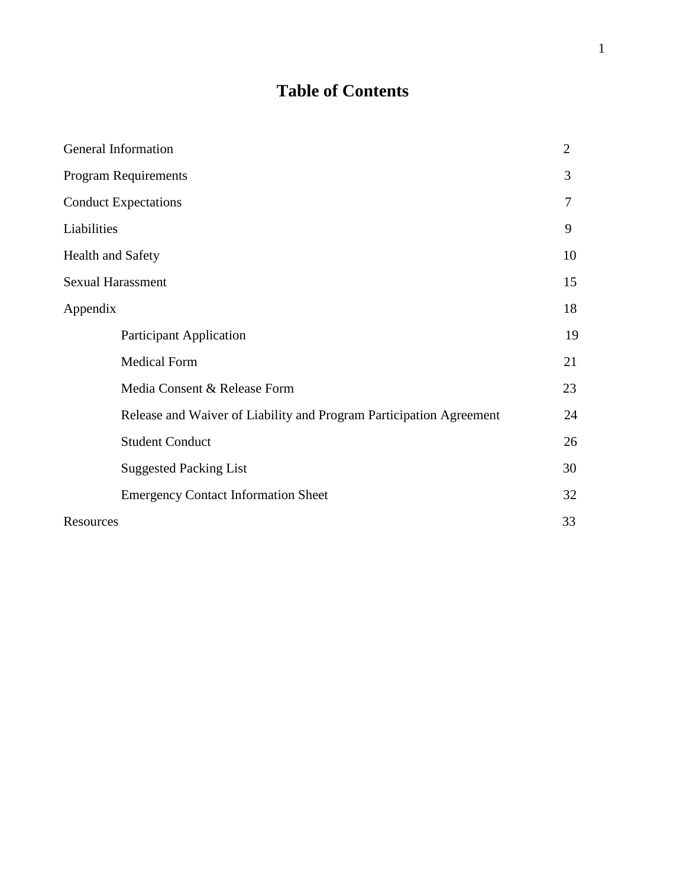# Table of Contents

| | |
|---|---|
| General Information | 2 |
| Program Requirements | 3 |
| Conduct Expectations | 7 |
| Liabilities | 9 |
| Health and Safety | 10 |
| Sexual Harassment | 15 |
| Appendix | 18 |
| &nbsp;&nbsp;&nbsp;&nbsp;Participant Application | 19 |
| &nbsp;&nbsp;&nbsp;&nbsp;Medical Form | 21 |
| &nbsp;&nbsp;&nbsp;&nbsp;Media Consent & Release Form | 23 |
| &nbsp;&nbsp;&nbsp;&nbsp;Release and Waiver of Liability and Program Participation Agreement | 24 |
| &nbsp;&nbsp;&nbsp;&nbsp;Student Conduct | 26 |
| &nbsp;&nbsp;&nbsp;&nbsp;Suggested Packing List | 30 |
| &nbsp;&nbsp;&nbsp;&nbsp;Emergency Contact Information Sheet | 32 |
| Resources | 33 |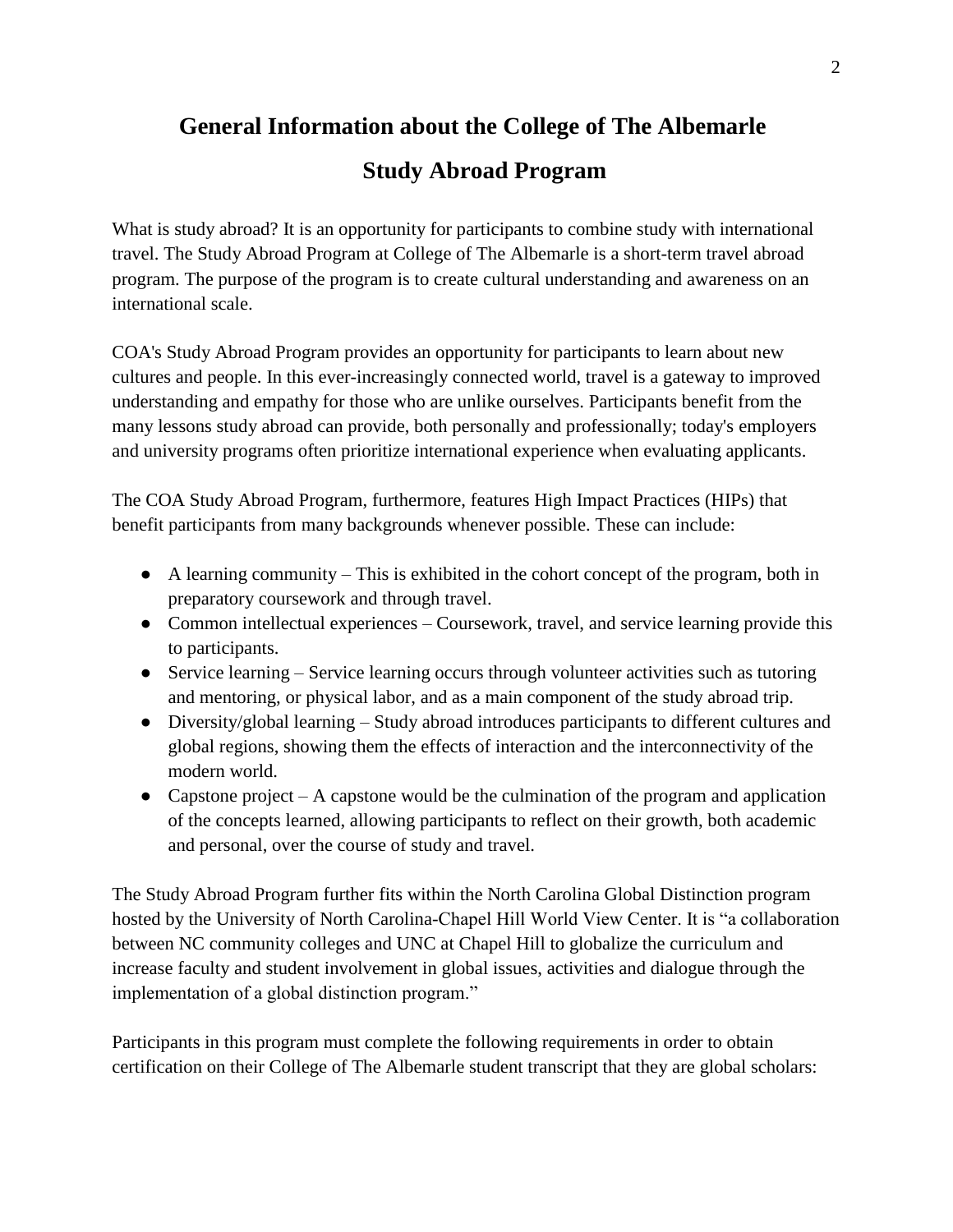# General Information about the College of The Albemarle Study Abroad Program

What is study abroad? It is an opportunity for participants to combine study with international travel. The Study Abroad Program at College of The Albemarle is a short-term travel abroad program. The purpose of the program is to create cultural understanding and awareness on an international scale.

COA's Study Abroad Program provides an opportunity for participants to learn about new cultures and people. In this ever-increasingly connected world, travel is a gateway to improved understanding and empathy for those who are unlike ourselves. Participants benefit from the many lessons study abroad can provide, both personally and professionally; today's employers and university programs often prioritize international experience when evaluating applicants.

The COA Study Abroad Program, furthermore, features High Impact Practices (HIPs) that benefit participants from many backgrounds whenever possible. These can include:

- A learning community – This is exhibited in the cohort concept of the program, both in preparatory coursework and through travel.
- Common intellectual experiences – Coursework, travel, and service learning provide this to participants.
- Service learning – Service learning occurs through volunteer activities such as tutoring and mentoring, or physical labor, and as a main component of the study abroad trip.
- Diversity/global learning – Study abroad introduces participants to different cultures and global regions, showing them the effects of interaction and the interconnectivity of the modern world.
- Capstone project – A capstone would be the culmination of the program and application of the concepts learned, allowing participants to reflect on their growth, both academic and personal, over the course of study and travel.

The Study Abroad Program further fits within the North Carolina Global Distinction program hosted by the University of North Carolina-Chapel Hill World View Center. It is "a collaboration between NC community colleges and UNC at Chapel Hill to globalize the curriculum and increase faculty and student involvement in global issues, activities and dialogue through the implementation of a global distinction program."

Participants in this program must complete the following requirements in order to obtain certification on their College of The Albemarle student transcript that they are global scholars: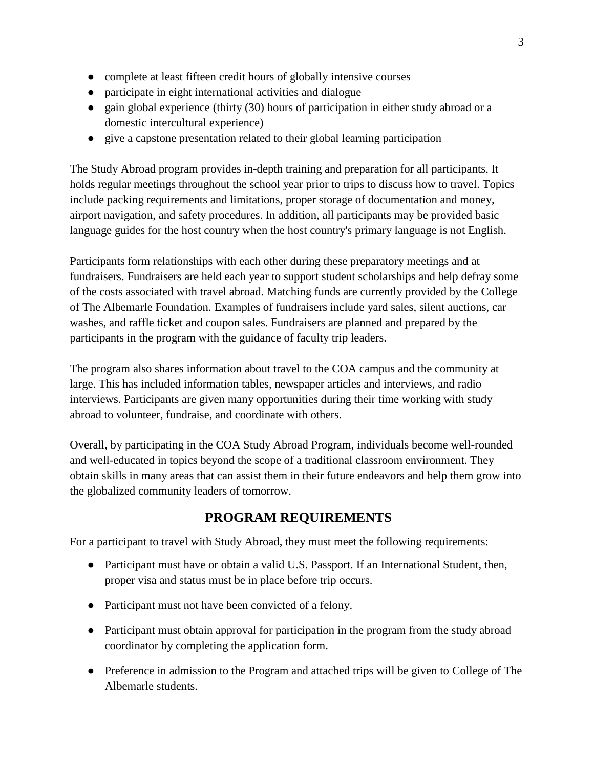- complete at least fifteen credit hours of globally intensive courses
- participate in eight international activities and dialogue
- gain global experience (thirty (30) hours of participation in either study abroad or a domestic intercultural experience)
- give a capstone presentation related to their global learning participation

The Study Abroad program provides in-depth training and preparation for all participants. It holds regular meetings throughout the school year prior to trips to discuss how to travel. Topics include packing requirements and limitations, proper storage of documentation and money, airport navigation, and safety procedures. In addition, all participants may be provided basic language guides for the host country when the host country's primary language is not English.

Participants form relationships with each other during these preparatory meetings and at fundraisers. Fundraisers are held each year to support student scholarships and help defray some of the costs associated with travel abroad. Matching funds are currently provided by the College of The Albemarle Foundation. Examples of fundraisers include yard sales, silent auctions, car washes, and raffle ticket and coupon sales. Fundraisers are planned and prepared by the participants in the program with the guidance of faculty trip leaders.

The program also shares information about travel to the COA campus and the community at large. This has included information tables, newspaper articles and interviews, and radio interviews. Participants are given many opportunities during their time working with study abroad to volunteer, fundraise, and coordinate with others.

Overall, by participating in the COA Study Abroad Program, individuals become well-rounded and well-educated in topics beyond the scope of a traditional classroom environment. They obtain skills in many areas that can assist them in their future endeavors and help them grow into the globalized community leaders of tomorrow.

## PROGRAM REQUIREMENTS

For a participant to travel with Study Abroad, they must meet the following requirements:

- Participant must have or obtain a valid U.S. Passport. If an International Student, then, proper visa and status must be in place before trip occurs.
- Participant must not have been convicted of a felony.
- Participant must obtain approval for participation in the program from the study abroad coordinator by completing the application form.
- Preference in admission to the Program and attached trips will be given to College of The Albemarle students.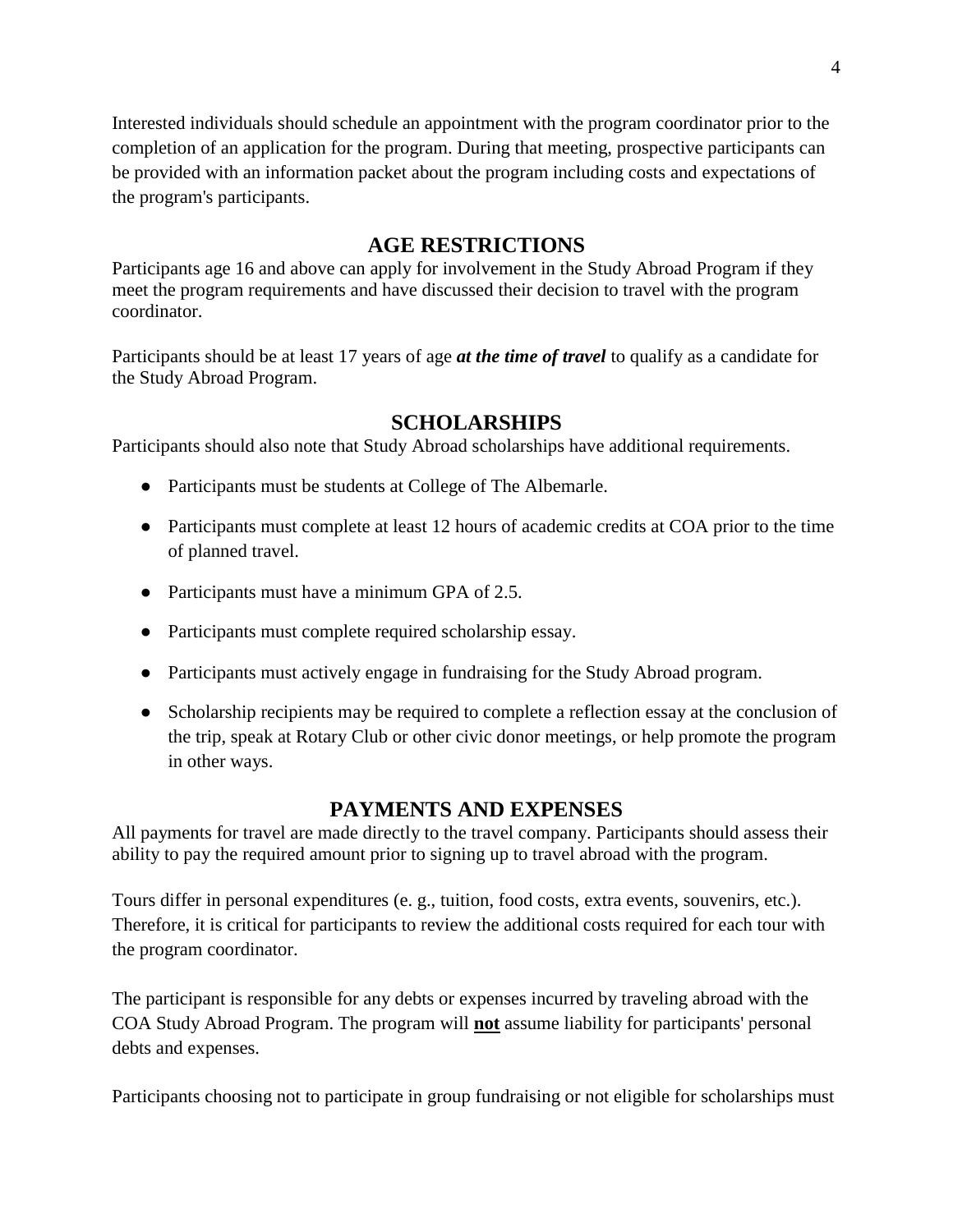Interested individuals should schedule an appointment with the program coordinator prior to the completion of an application for the program. During that meeting, prospective participants can be provided with an information packet about the program including costs and expectations of the program's participants.

## AGE RESTRICTIONS

Participants age 16 and above can apply for involvement in the Study Abroad Program if they meet the program requirements and have discussed their decision to travel with the program coordinator.

Participants should be at least 17 years of age ***at the time of travel*** to qualify as a candidate for the Study Abroad Program.

## SCHOLARSHIPS

Participants should also note that Study Abroad scholarships have additional requirements.

- Participants must be students at College of The Albemarle.
- Participants must complete at least 12 hours of academic credits at COA prior to the time of planned travel.
- Participants must have a minimum GPA of 2.5.
- Participants must complete required scholarship essay.
- Participants must actively engage in fundraising for the Study Abroad program.
- Scholarship recipients may be required to complete a reflection essay at the conclusion of the trip, speak at Rotary Club or other civic donor meetings, or help promote the program in other ways.

## PAYMENTS AND EXPENSES

All payments for travel are made directly to the travel company. Participants should assess their ability to pay the required amount prior to signing up to travel abroad with the program.

Tours differ in personal expenditures (e. g., tuition, food costs, extra events, souvenirs, etc.). Therefore, it is critical for participants to review the additional costs required for each tour with the program coordinator.

The participant is responsible for any debts or expenses incurred by traveling abroad with the COA Study Abroad Program. The program will **not** assume liability for participants' personal debts and expenses.

Participants choosing not to participate in group fundraising or not eligible for scholarships must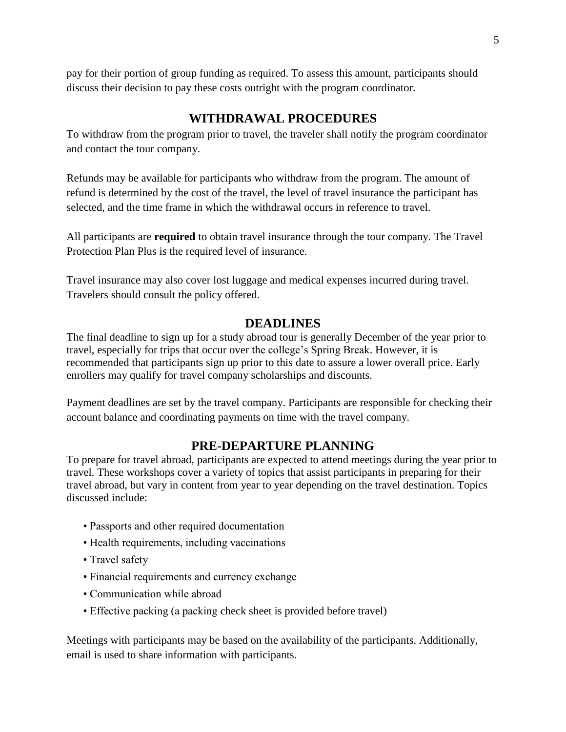pay for their portion of group funding as required. To assess this amount, participants should discuss their decision to pay these costs outright with the program coordinator.

## WITHDRAWAL PROCEDURES

To withdraw from the program prior to travel, the traveler shall notify the program coordinator and contact the tour company.

Refunds may be available for participants who withdraw from the program. The amount of refund is determined by the cost of the travel, the level of travel insurance the participant has selected, and the time frame in which the withdrawal occurs in reference to travel.

All participants are **required** to obtain travel insurance through the tour company. The Travel Protection Plan Plus is the required level of insurance.

Travel insurance may also cover lost luggage and medical expenses incurred during travel. Travelers should consult the policy offered.

## DEADLINES

The final deadline to sign up for a study abroad tour is generally December of the year prior to travel, especially for trips that occur over the college's Spring Break. However, it is recommended that participants sign up prior to this date to assure a lower overall price. Early enrollers may qualify for travel company scholarships and discounts.

Payment deadlines are set by the travel company. Participants are responsible for checking their account balance and coordinating payments on time with the travel company.

## PRE-DEPARTURE PLANNING

To prepare for travel abroad, participants are expected to attend meetings during the year prior to travel. These workshops cover a variety of topics that assist participants in preparing for their travel abroad, but vary in content from year to year depending on the travel destination. Topics discussed include:

- Passports and other required documentation
- Health requirements, including vaccinations
- Travel safety
- Financial requirements and currency exchange
- Communication while abroad
- Effective packing (a packing check sheet is provided before travel)

Meetings with participants may be based on the availability of the participants. Additionally, email is used to share information with participants.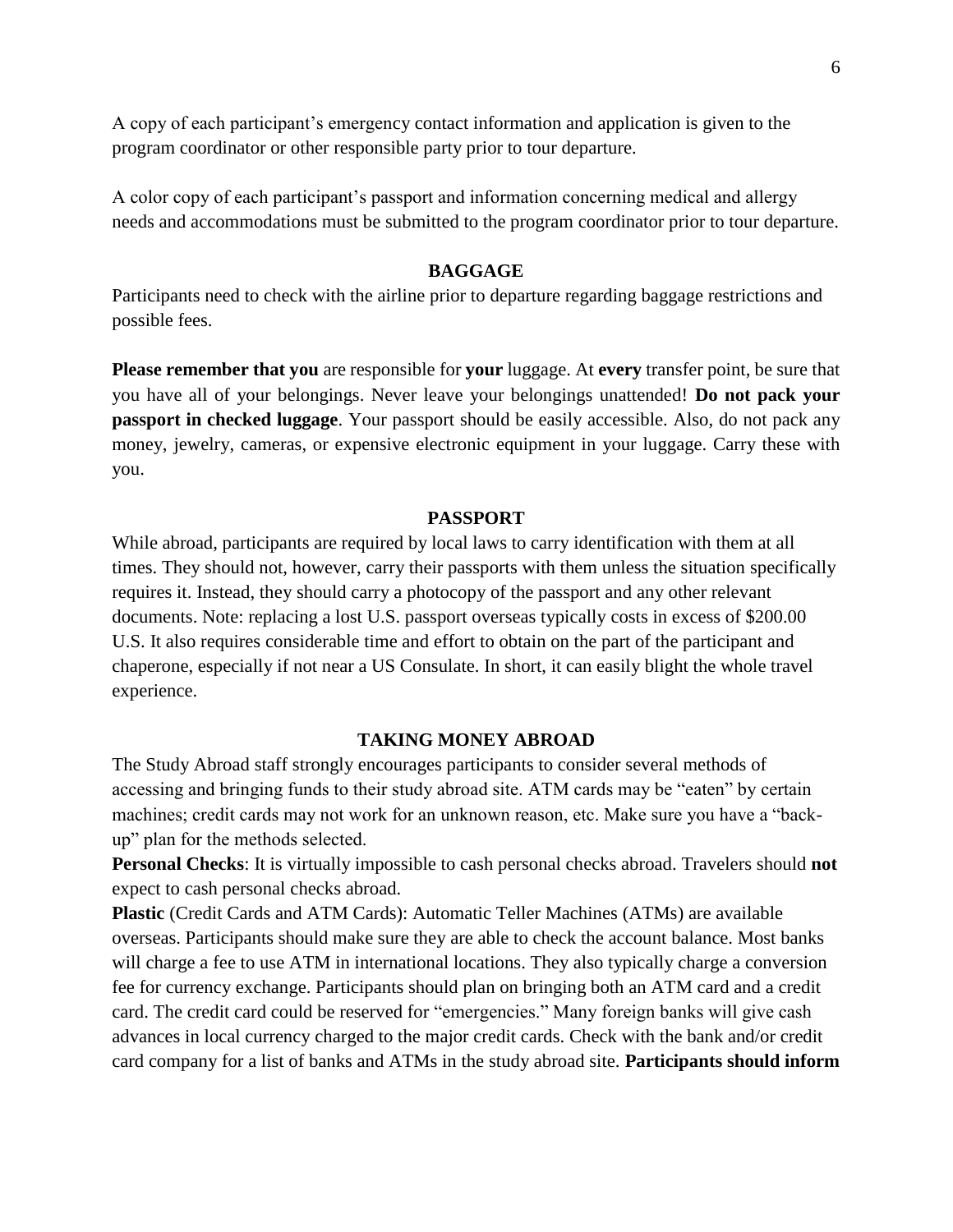A copy of each participant's emergency contact information and application is given to the program coordinator or other responsible party prior to tour departure.

A color copy of each participant's passport and information concerning medical and allergy needs and accommodations must be submitted to the program coordinator prior to tour departure.

## BAGGAGE

Participants need to check with the airline prior to departure regarding baggage restrictions and possible fees.

**Please remember that you** are responsible for **your** luggage. At **every** transfer point, be sure that you have all of your belongings. Never leave your belongings unattended! **Do not pack your passport in checked luggage**. Your passport should be easily accessible. Also, do not pack any money, jewelry, cameras, or expensive electronic equipment in your luggage. Carry these with you.

## PASSPORT

While abroad, participants are required by local laws to carry identification with them at all times. They should not, however, carry their passports with them unless the situation specifically requires it. Instead, they should carry a photocopy of the passport and any other relevant documents. Note: replacing a lost U.S. passport overseas typically costs in excess of $200.00 U.S. It also requires considerable time and effort to obtain on the part of the participant and chaperone, especially if not near a US Consulate. In short, it can easily blight the whole travel experience.

## TAKING MONEY ABROAD

The Study Abroad staff strongly encourages participants to consider several methods of accessing and bringing funds to their study abroad site. ATM cards may be "eaten" by certain machines; credit cards may not work for an unknown reason, etc. Make sure you have a "back-up" plan for the methods selected.

**Personal Checks**: It is virtually impossible to cash personal checks abroad. Travelers should **not** expect to cash personal checks abroad.

**Plastic** (Credit Cards and ATM Cards): Automatic Teller Machines (ATMs) are available overseas. Participants should make sure they are able to check the account balance. Most banks will charge a fee to use ATM in international locations. They also typically charge a conversion fee for currency exchange. Participants should plan on bringing both an ATM card and a credit card. The credit card could be reserved for "emergencies." Many foreign banks will give cash advances in local currency charged to the major credit cards. Check with the bank and/or credit card company for a list of banks and ATMs in the study abroad site. **Participants should inform**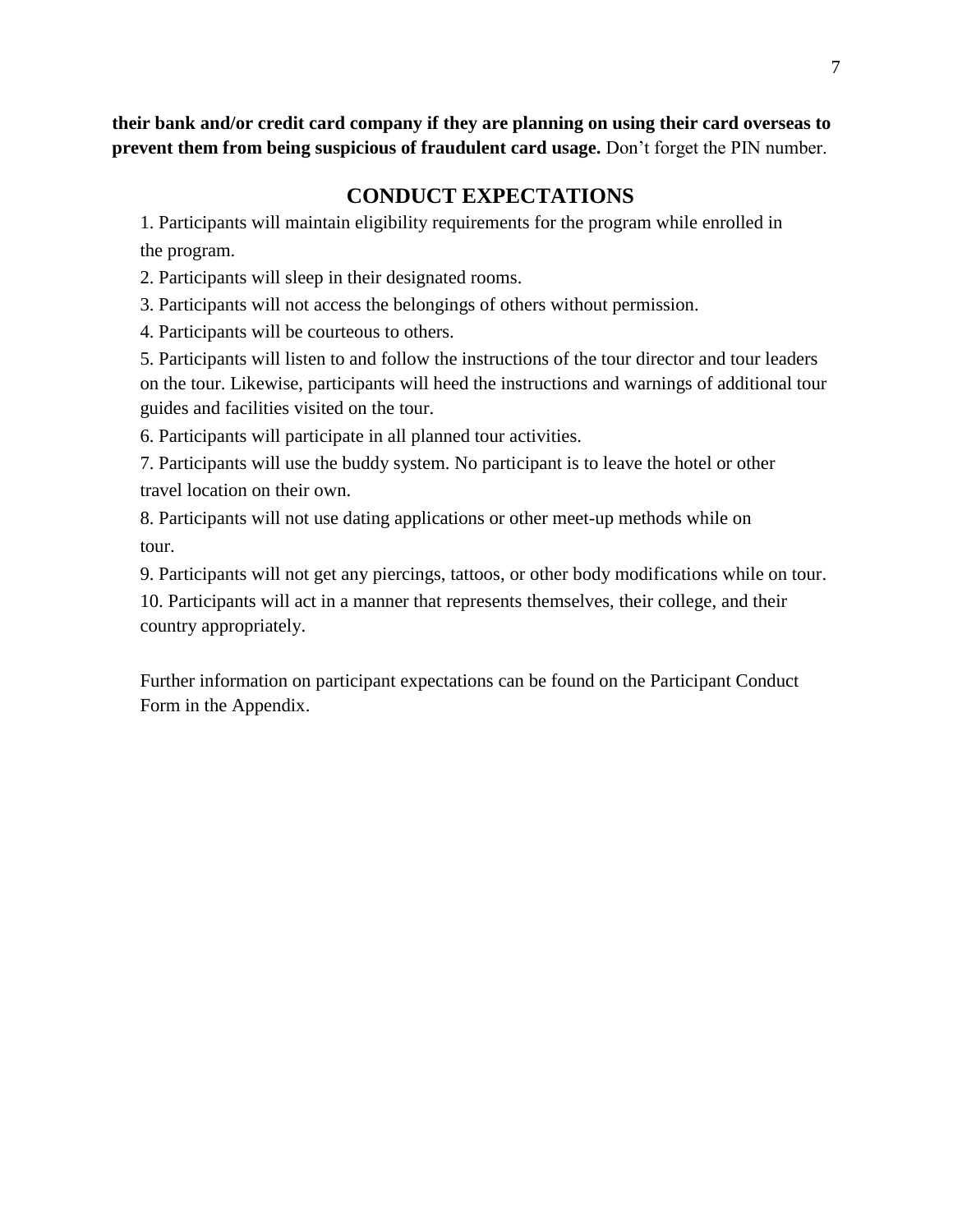**their bank and/or credit card company if they are planning on using their card overseas to prevent them from being suspicious of fraudulent card usage.** Don't forget the PIN number.

## CONDUCT EXPECTATIONS

1. Participants will maintain eligibility requirements for the program while enrolled in the program.
2. Participants will sleep in their designated rooms.
3. Participants will not access the belongings of others without permission.
4. Participants will be courteous to others.
5. Participants will listen to and follow the instructions of the tour director and tour leaders on the tour. Likewise, participants will heed the instructions and warnings of additional tour guides and facilities visited on the tour.
6. Participants will participate in all planned tour activities.
7. Participants will use the buddy system. No participant is to leave the hotel or other travel location on their own.
8. Participants will not use dating applications or other meet-up methods while on tour.
9. Participants will not get any piercings, tattoos, or other body modifications while on tour.
10. Participants will act in a manner that represents themselves, their college, and their country appropriately.

Further information on participant expectations can be found on the Participant Conduct Form in the Appendix.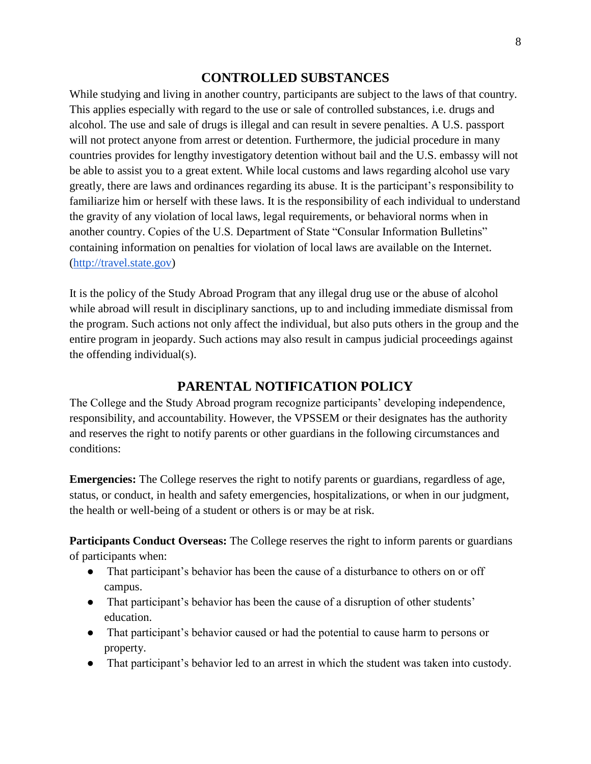## CONTROLLED SUBSTANCES

While studying and living in another country, participants are subject to the laws of that country. This applies especially with regard to the use or sale of controlled substances, i.e. drugs and alcohol. The use and sale of drugs is illegal and can result in severe penalties. A U.S. passport will not protect anyone from arrest or detention. Furthermore, the judicial procedure in many countries provides for lengthy investigatory detention without bail and the U.S. embassy will not be able to assist you to a great extent. While local customs and laws regarding alcohol use vary greatly, there are laws and ordinances regarding its abuse. It is the participant's responsibility to familiarize him or herself with these laws. It is the responsibility of each individual to understand the gravity of any violation of local laws, legal requirements, or behavioral norms when in another country. Copies of the U.S. Department of State "Consular Information Bulletins" containing information on penalties for violation of local laws are available on the Internet. (http://travel.state.gov)

It is the policy of the Study Abroad Program that any illegal drug use or the abuse of alcohol while abroad will result in disciplinary sanctions, up to and including immediate dismissal from the program. Such actions not only affect the individual, but also puts others in the group and the entire program in jeopardy. Such actions may also result in campus judicial proceedings against the offending individual(s).

## PARENTAL NOTIFICATION POLICY

The College and the Study Abroad program recognize participants' developing independence, responsibility, and accountability. However, the VPSSEM or their designates has the authority and reserves the right to notify parents or other guardians in the following circumstances and conditions:

**Emergencies:** The College reserves the right to notify parents or guardians, regardless of age, status, or conduct, in health and safety emergencies, hospitalizations, or when in our judgment, the health or well-being of a student or others is or may be at risk.

**Participants Conduct Overseas:** The College reserves the right to inform parents or guardians of participants when:

- That participant's behavior has been the cause of a disturbance to others on or off campus.
- That participant's behavior has been the cause of a disruption of other students' education.
- That participant's behavior caused or had the potential to cause harm to persons or property.
- That participant's behavior led to an arrest in which the student was taken into custody.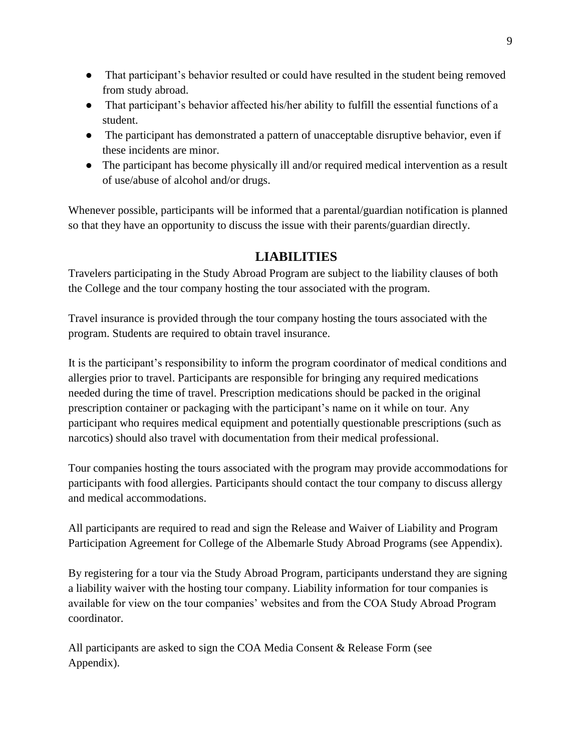- That participant's behavior resulted or could have resulted in the student being removed from study abroad.
- That participant's behavior affected his/her ability to fulfill the essential functions of a student.
- The participant has demonstrated a pattern of unacceptable disruptive behavior, even if these incidents are minor.
- The participant has become physically ill and/or required medical intervention as a result of use/abuse of alcohol and/or drugs.

Whenever possible, participants will be informed that a parental/guardian notification is planned so that they have an opportunity to discuss the issue with their parents/guardian directly.

## LIABILITIES

Travelers participating in the Study Abroad Program are subject to the liability clauses of both the College and the tour company hosting the tour associated with the program.

Travel insurance is provided through the tour company hosting the tours associated with the program. Students are required to obtain travel insurance.

It is the participant's responsibility to inform the program coordinator of medical conditions and allergies prior to travel. Participants are responsible for bringing any required medications needed during the time of travel. Prescription medications should be packed in the original prescription container or packaging with the participant's name on it while on tour. Any participant who requires medical equipment and potentially questionable prescriptions (such as narcotics) should also travel with documentation from their medical professional.

Tour companies hosting the tours associated with the program may provide accommodations for participants with food allergies. Participants should contact the tour company to discuss allergy and medical accommodations.

All participants are required to read and sign the Release and Waiver of Liability and Program Participation Agreement for College of the Albemarle Study Abroad Programs (see Appendix).

By registering for a tour via the Study Abroad Program, participants understand they are signing a liability waiver with the hosting tour company. Liability information for tour companies is available for view on the tour companies' websites and from the COA Study Abroad Program coordinator.

All participants are asked to sign the COA Media Consent & Release Form (see Appendix).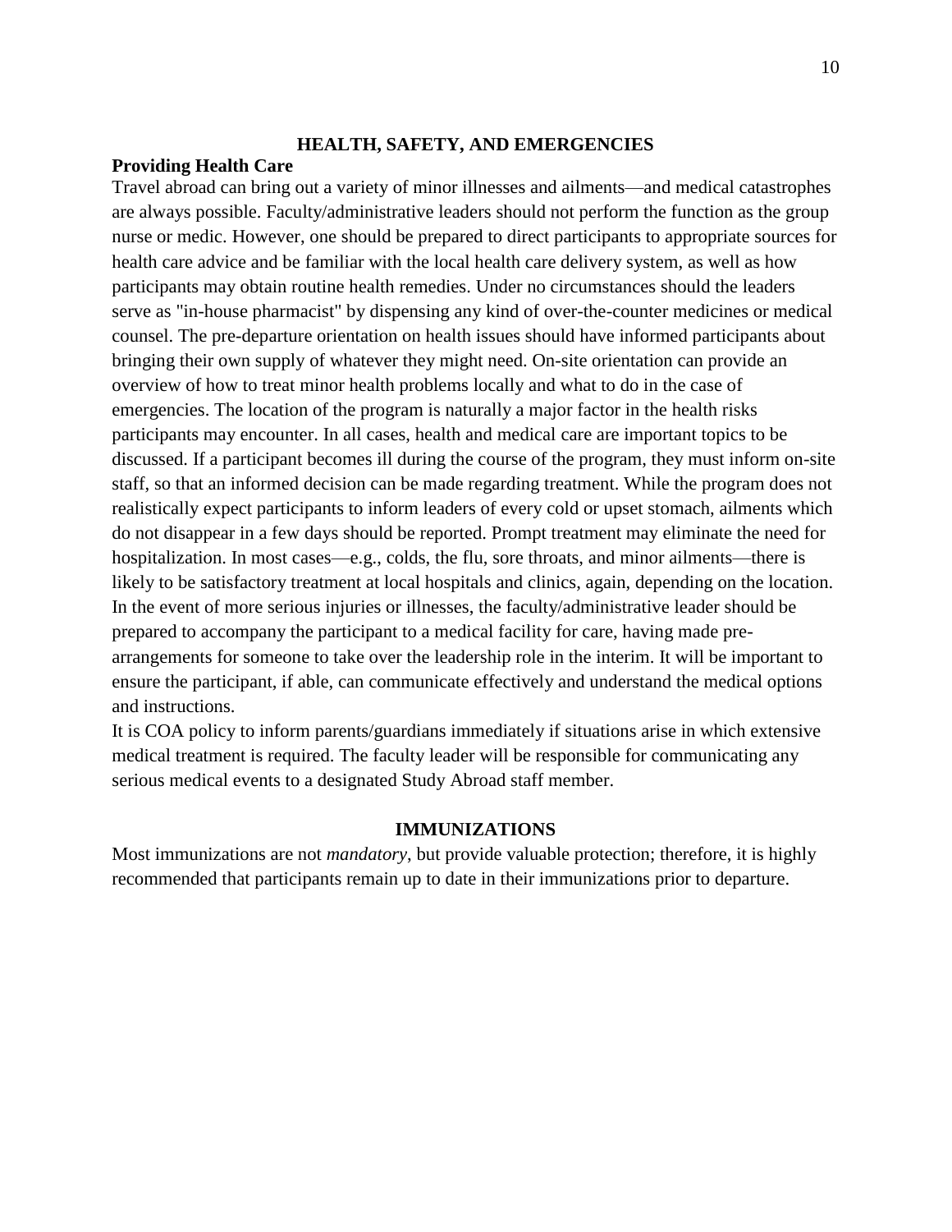## HEALTH, SAFETY, AND EMERGENCIES

### Providing Health Care

Travel abroad can bring out a variety of minor illnesses and ailments—and medical catastrophes are always possible. Faculty/administrative leaders should not perform the function as the group nurse or medic. However, one should be prepared to direct participants to appropriate sources for health care advice and be familiar with the local health care delivery system, as well as how participants may obtain routine health remedies. Under no circumstances should the leaders serve as "in-house pharmacist" by dispensing any kind of over-the-counter medicines or medical counsel. The pre-departure orientation on health issues should have informed participants about bringing their own supply of whatever they might need. On-site orientation can provide an overview of how to treat minor health problems locally and what to do in the case of emergencies. The location of the program is naturally a major factor in the health risks participants may encounter. In all cases, health and medical care are important topics to be discussed. If a participant becomes ill during the course of the program, they must inform on-site staff, so that an informed decision can be made regarding treatment. While the program does not realistically expect participants to inform leaders of every cold or upset stomach, ailments which do not disappear in a few days should be reported. Prompt treatment may eliminate the need for hospitalization. In most cases—e.g., colds, the flu, sore throats, and minor ailments—there is likely to be satisfactory treatment at local hospitals and clinics, again, depending on the location. In the event of more serious injuries or illnesses, the faculty/administrative leader should be prepared to accompany the participant to a medical facility for care, having made pre-arrangements for someone to take over the leadership role in the interim. It will be important to ensure the participant, if able, can communicate effectively and understand the medical options and instructions.

It is COA policy to inform parents/guardians immediately if situations arise in which extensive medical treatment is required. The faculty leader will be responsible for communicating any serious medical events to a designated Study Abroad staff member.

## IMMUNIZATIONS

Most immunizations are not *mandatory*, but provide valuable protection; therefore, it is highly recommended that participants remain up to date in their immunizations prior to departure.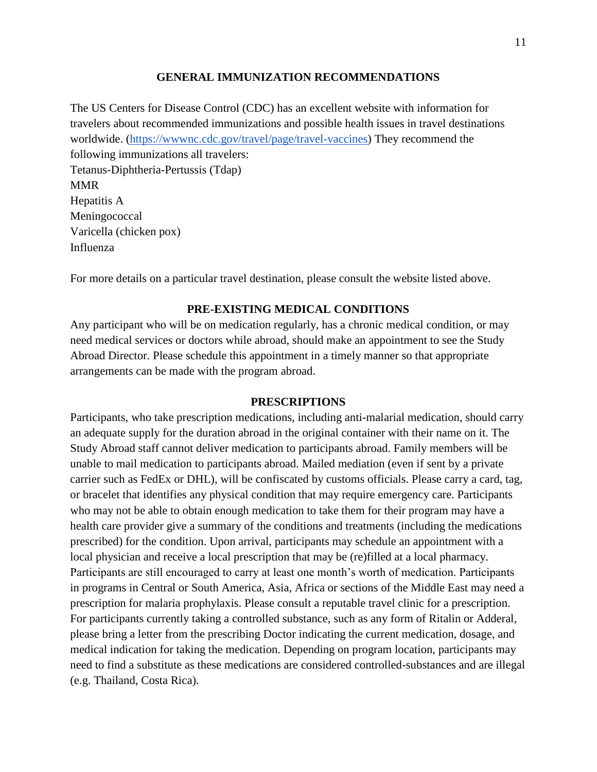## GENERAL IMMUNIZATION RECOMMENDATIONS

The US Centers for Disease Control (CDC) has an excellent website with information for travelers about recommended immunizations and possible health issues in travel destinations worldwide. ([https://wwwnc.cdc.gov/travel/page/travel-vaccines](https://wwwnc.cdc.gov/travel/page/travel-vaccines)) They recommend the following immunizations all travelers:

Tetanus-Diphtheria-Pertussis (Tdap)
MMR
Hepatitis A
Meningococcal
Varicella (chicken pox)
Influenza

For more details on a particular travel destination, please consult the website listed above.

## PRE-EXISTING MEDICAL CONDITIONS

Any participant who will be on medication regularly, has a chronic medical condition, or may need medical services or doctors while abroad, should make an appointment to see the Study Abroad Director. Please schedule this appointment in a timely manner so that appropriate arrangements can be made with the program abroad.

## PRESCRIPTIONS

Participants, who take prescription medications, including anti-malarial medication, should carry an adequate supply for the duration abroad in the original container with their name on it. The Study Abroad staff cannot deliver medication to participants abroad. Family members will be unable to mail medication to participants abroad. Mailed mediation (even if sent by a private carrier such as FedEx or DHL), will be confiscated by customs officials. Please carry a card, tag, or bracelet that identifies any physical condition that may require emergency care. Participants who may not be able to obtain enough medication to take them for their program may have a health care provider give a summary of the conditions and treatments (including the medications prescribed) for the condition. Upon arrival, participants may schedule an appointment with a local physician and receive a local prescription that may be (re)filled at a local pharmacy. Participants are still encouraged to carry at least one month's worth of medication. Participants in programs in Central or South America, Asia, Africa or sections of the Middle East may need a prescription for malaria prophylaxis. Please consult a reputable travel clinic for a prescription. For participants currently taking a controlled substance, such as any form of Ritalin or Adderal, please bring a letter from the prescribing Doctor indicating the current medication, dosage, and medical indication for taking the medication. Depending on program location, participants may need to find a substitute as these medications are considered controlled-substances and are illegal (e.g. Thailand, Costa Rica).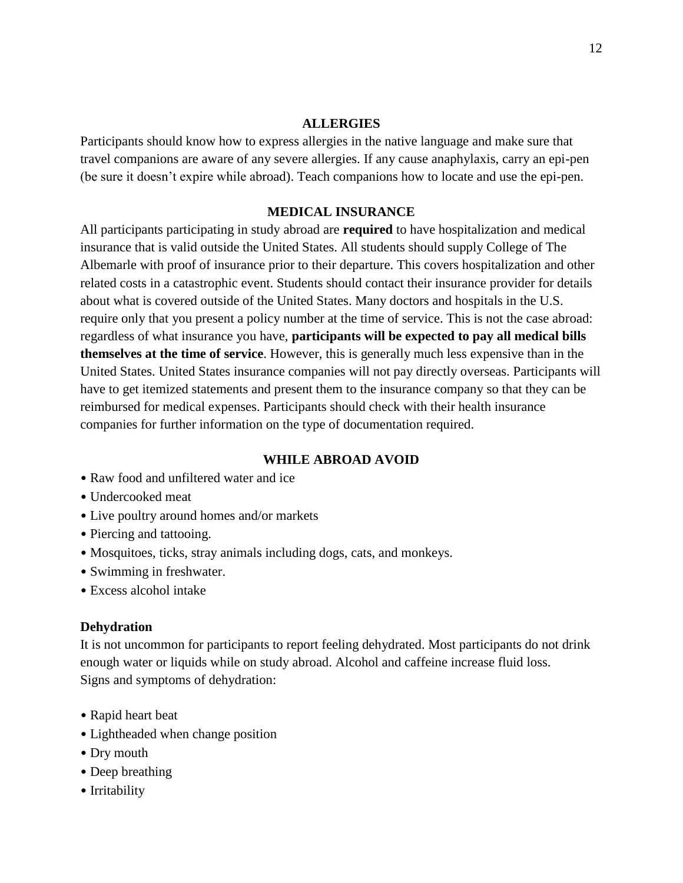## ALLERGIES

Participants should know how to express allergies in the native language and make sure that travel companions are aware of any severe allergies. If any cause anaphylaxis, carry an epi-pen (be sure it doesn't expire while abroad). Teach companions how to locate and use the epi-pen.

## MEDICAL INSURANCE

All participants participating in study abroad are **required** to have hospitalization and medical insurance that is valid outside the United States. All students should supply College of The Albemarle with proof of insurance prior to their departure. This covers hospitalization and other related costs in a catastrophic event. Students should contact their insurance provider for details about what is covered outside of the United States. Many doctors and hospitals in the U.S. require only that you present a policy number at the time of service. This is not the case abroad: regardless of what insurance you have, **participants will be expected to pay all medical bills themselves at the time of service**. However, this is generally much less expensive than in the United States. United States insurance companies will not pay directly overseas. Participants will have to get itemized statements and present them to the insurance company so that they can be reimbursed for medical expenses. Participants should check with their health insurance companies for further information on the type of documentation required.

## WHILE ABROAD AVOID

- Raw food and unfiltered water and ice
- Undercooked meat
- Live poultry around homes and/or markets
- Piercing and tattooing.
- Mosquitoes, ticks, stray animals including dogs, cats, and monkeys.
- Swimming in freshwater.
- Excess alcohol intake

### Dehydration

It is not uncommon for participants to report feeling dehydrated. Most participants do not drink enough water or liquids while on study abroad. Alcohol and caffeine increase fluid loss.
Signs and symptoms of dehydration:

- Rapid heart beat
- Lightheaded when change position
- Dry mouth
- Deep breathing
- Irritability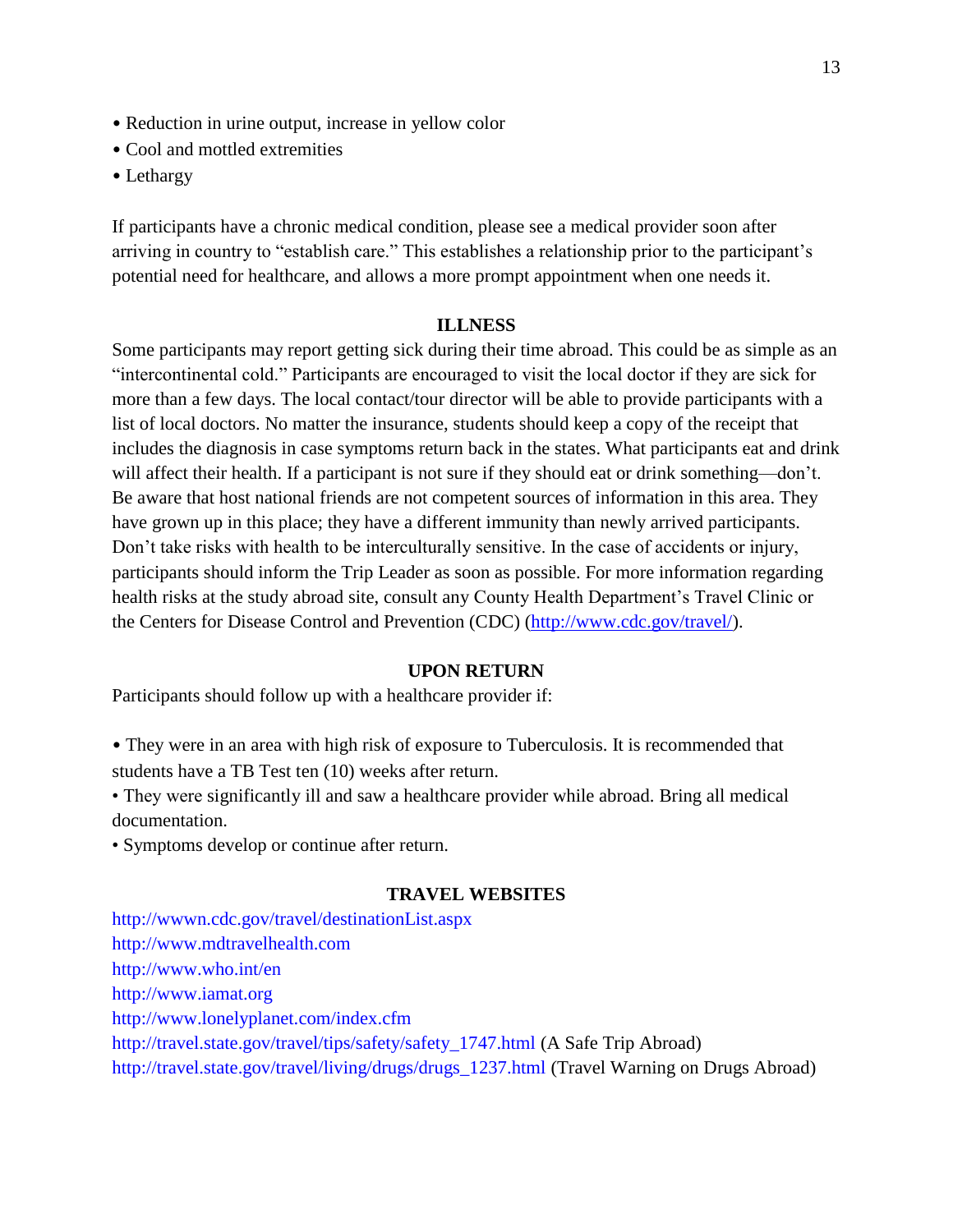- Reduction in urine output, increase in yellow color
- Cool and mottled extremities
- Lethargy

If participants have a chronic medical condition, please see a medical provider soon after arriving in country to "establish care." This establishes a relationship prior to the participant's potential need for healthcare, and allows a more prompt appointment when one needs it.

## ILLNESS

Some participants may report getting sick during their time abroad. This could be as simple as an "intercontinental cold." Participants are encouraged to visit the local doctor if they are sick for more than a few days. The local contact/tour director will be able to provide participants with a list of local doctors. No matter the insurance, students should keep a copy of the receipt that includes the diagnosis in case symptoms return back in the states. What participants eat and drink will affect their health. If a participant is not sure if they should eat or drink something—don't. Be aware that host national friends are not competent sources of information in this area. They have grown up in this place; they have a different immunity than newly arrived participants. Don't take risks with health to be interculturally sensitive. In the case of accidents or injury, participants should inform the Trip Leader as soon as possible. For more information regarding health risks at the study abroad site, consult any County Health Department's Travel Clinic or the Centers for Disease Control and Prevention (CDC) (http://www.cdc.gov/travel/).

## UPON RETURN

Participants should follow up with a healthcare provider if:

- They were in an area with high risk of exposure to Tuberculosis. It is recommended that students have a TB Test ten (10) weeks after return.
- They were significantly ill and saw a healthcare provider while abroad. Bring all medical documentation.
- Symptoms develop or continue after return.

## TRAVEL WEBSITES

http://wwwn.cdc.gov/travel/destinationList.aspx
http://www.mdtravelhealth.com
http://www.who.int/en
http://www.iamat.org
http://www.lonelyplanet.com/index.cfm
http://travel.state.gov/travel/tips/safety/safety_1747.html (A Safe Trip Abroad)
http://travel.state.gov/travel/living/drugs/drugs_1237.html (Travel Warning on Drugs Abroad)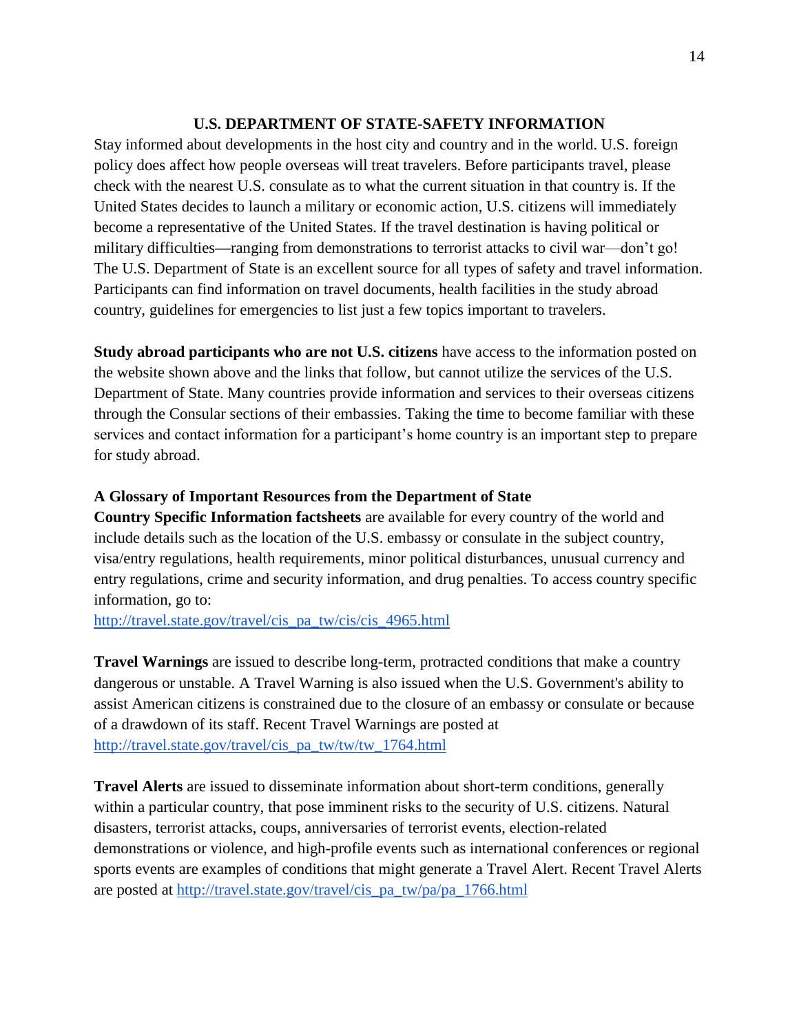## U.S. DEPARTMENT OF STATE-SAFETY INFORMATION

Stay informed about developments in the host city and country and in the world. U.S. foreign policy does affect how people overseas will treat travelers. Before participants travel, please check with the nearest U.S. consulate as to what the current situation in that country is. If the United States decides to launch a military or economic action, U.S. citizens will immediately become a representative of the United States. If the travel destination is having political or military difficulties—ranging from demonstrations to terrorist attacks to civil war—don't go! The U.S. Department of State is an excellent source for all types of safety and travel information. Participants can find information on travel documents, health facilities in the study abroad country, guidelines for emergencies to list just a few topics important to travelers.

**Study abroad participants who are not U.S. citizens** have access to the information posted on the website shown above and the links that follow, but cannot utilize the services of the U.S. Department of State. Many countries provide information and services to their overseas citizens through the Consular sections of their embassies. Taking the time to become familiar with these services and contact information for a participant's home country is an important step to prepare for study abroad.

**A Glossary of Important Resources from the Department of State**

**Country Specific Information factsheets** are available for every country of the world and include details such as the location of the U.S. embassy or consulate in the subject country, visa/entry regulations, health requirements, minor political disturbances, unusual currency and entry regulations, crime and security information, and drug penalties. To access country specific information, go to:
http://travel.state.gov/travel/cis_pa_tw/cis/cis_4965.html

**Travel Warnings** are issued to describe long-term, protracted conditions that make a country dangerous or unstable. A Travel Warning is also issued when the U.S. Government's ability to assist American citizens is constrained due to the closure of an embassy or consulate or because of a drawdown of its staff. Recent Travel Warnings are posted at
http://travel.state.gov/travel/cis_pa_tw/tw/tw_1764.html

**Travel Alerts** are issued to disseminate information about short-term conditions, generally within a particular country, that pose imminent risks to the security of U.S. citizens. Natural disasters, terrorist attacks, coups, anniversaries of terrorist events, election-related demonstrations or violence, and high-profile events such as international conferences or regional sports events are examples of conditions that might generate a Travel Alert. Recent Travel Alerts are posted at http://travel.state.gov/travel/cis_pa_tw/pa/pa_1766.html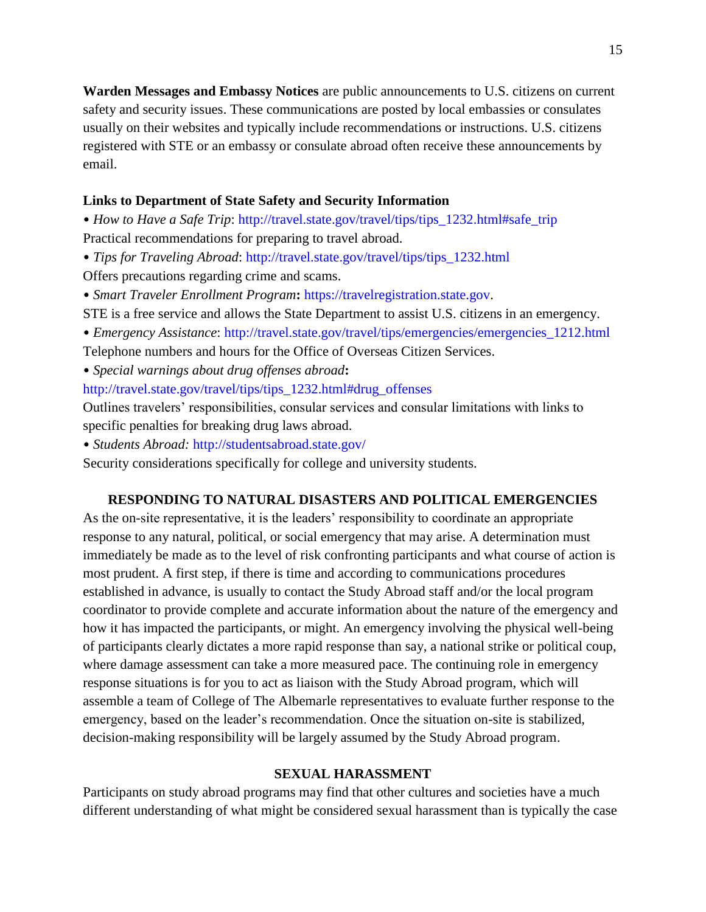**Warden Messages and Embassy Notices** are public announcements to U.S. citizens on current safety and security issues. These communications are posted by local embassies or consulates usually on their websites and typically include recommendations or instructions. U.S. citizens registered with STE or an embassy or consulate abroad often receive these announcements by email.

### Links to Department of State Safety and Security Information

• *How to Have a Safe Trip*: http://travel.state.gov/travel/tips/tips_1232.html#safe_trip
Practical recommendations for preparing to travel abroad.

• *Tips for Traveling Abroad*: http://travel.state.gov/travel/tips/tips_1232.html
Offers precautions regarding crime and scams.

• *Smart Traveler Enrollment Program***:** https://travelregistration.state.gov.
STE is a free service and allows the State Department to assist U.S. citizens in an emergency.

• *Emergency Assistance*: http://travel.state.gov/travel/tips/emergencies/emergencies_1212.html
Telephone numbers and hours for the Office of Overseas Citizen Services.

• *Special warnings about drug offenses abroad***:**
http://travel.state.gov/travel/tips/tips_1232.html#drug_offenses
Outlines travelers' responsibilities, consular services and consular limitations with links to specific penalties for breaking drug laws abroad.

• *Students Abroad:* http://studentsabroad.state.gov/
Security considerations specifically for college and university students.

## RESPONDING TO NATURAL DISASTERS AND POLITICAL EMERGENCIES

As the on-site representative, it is the leaders' responsibility to coordinate an appropriate response to any natural, political, or social emergency that may arise. A determination must immediately be made as to the level of risk confronting participants and what course of action is most prudent. A first step, if there is time and according to communications procedures established in advance, is usually to contact the Study Abroad staff and/or the local program coordinator to provide complete and accurate information about the nature of the emergency and how it has impacted the participants, or might. An emergency involving the physical well-being of participants clearly dictates a more rapid response than say, a national strike or political coup, where damage assessment can take a more measured pace. The continuing role in emergency response situations is for you to act as liaison with the Study Abroad program, which will assemble a team of College of The Albemarle representatives to evaluate further response to the emergency, based on the leader's recommendation. Once the situation on-site is stabilized, decision-making responsibility will be largely assumed by the Study Abroad program.

## SEXUAL HARASSMENT

Participants on study abroad programs may find that other cultures and societies have a much different understanding of what might be considered sexual harassment than is typically the case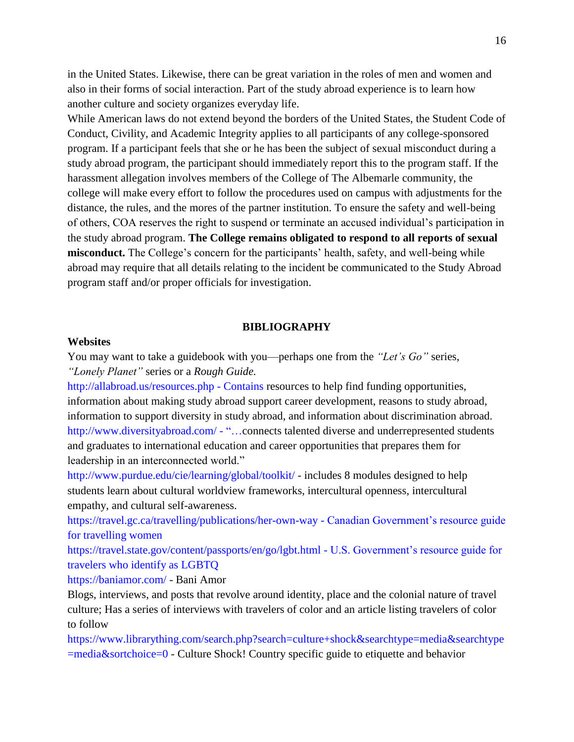in the United States. Likewise, there can be great variation in the roles of men and women and also in their forms of social interaction. Part of the study abroad experience is to learn how another culture and society organizes everyday life.

While American laws do not extend beyond the borders of the United States, the Student Code of Conduct, Civility, and Academic Integrity applies to all participants of any college-sponsored program. If a participant feels that she or he has been the subject of sexual misconduct during a study abroad program, the participant should immediately report this to the program staff. If the harassment allegation involves members of the College of The Albemarle community, the college will make every effort to follow the procedures used on campus with adjustments for the distance, the rules, and the mores of the partner institution. To ensure the safety and well-being of others, COA reserves the right to suspend or terminate an accused individual's participation in the study abroad program. **The College remains obligated to respond to all reports of sexual misconduct.** The College's concern for the participants' health, safety, and well-being while abroad may require that all details relating to the incident be communicated to the Study Abroad program staff and/or proper officials for investigation.

## BIBLIOGRAPHY

### Websites

You may want to take a guidebook with you—perhaps one from the *"Let's Go"* series, *"Lonely Planet"* series or a *Rough Guide.*

http://allabroad.us/resources.php - Contains resources to help find funding opportunities, information about making study abroad support career development, reasons to study abroad, information to support diversity in study abroad, and information about discrimination abroad.

http://www.diversityabroad.com/ - "…connects talented diverse and underrepresented students and graduates to international education and career opportunities that prepares them for leadership in an interconnected world."

http://www.purdue.edu/cie/learning/global/toolkit/ - includes 8 modules designed to help students learn about cultural worldview frameworks, intercultural openness, intercultural empathy, and cultural self-awareness.

https://travel.gc.ca/travelling/publications/her-own-way - Canadian Government's resource guide for travelling women

https://travel.state.gov/content/passports/en/go/lgbt.html - U.S. Government's resource guide for travelers who identify as LGBTQ

https://baniamor.com/ - Bani Amor

Blogs, interviews, and posts that revolve around identity, place and the colonial nature of travel culture; Has a series of interviews with travelers of color and an article listing travelers of color to follow

https://www.librarything.com/search.php?search=culture+shock&searchtype=media&searchtype=media&sortchoice=0 - Culture Shock! Country specific guide to etiquette and behavior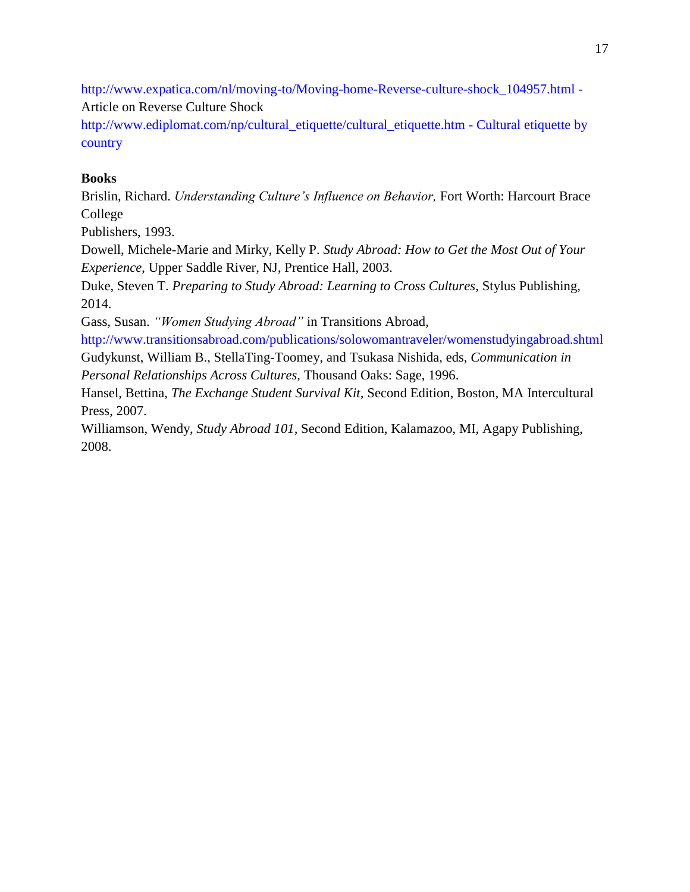http://www.expatica.com/nl/moving-to/Moving-home-Reverse-culture-shock_104957.html - Article on Reverse Culture Shock

http://www.ediplomat.com/np/cultural_etiquette/cultural_etiquette.htm - Cultural etiquette by country

**Books**

Brislin, Richard. *Understanding Culture's Influence on Behavior,* Fort Worth: Harcourt Brace College
Publishers, 1993.

Dowell, Michele-Marie and Mirky, Kelly P. *Study Abroad: How to Get the Most Out of Your Experience*, Upper Saddle River, NJ, Prentice Hall, 2003.

Duke, Steven T. *Preparing to Study Abroad: Learning to Cross Cultures*, Stylus Publishing, 2014.

Gass, Susan. *"Women Studying Abroad"* in Transitions Abroad,
http://www.transitionsabroad.com/publications/solowomantraveler/womenstudyingabroad.shtml

Gudykunst, William B., StellaTing-Toomey, and Tsukasa Nishida, eds, *Communication in Personal Relationships Across Cultures*, Thousand Oaks: Sage, 1996.

Hansel, Bettina, *The Exchange Student Survival Kit,* Second Edition, Boston, MA Intercultural Press, 2007.

Williamson, Wendy, *Study Abroad 101*, Second Edition, Kalamazoo, MI, Agapy Publishing, 2008.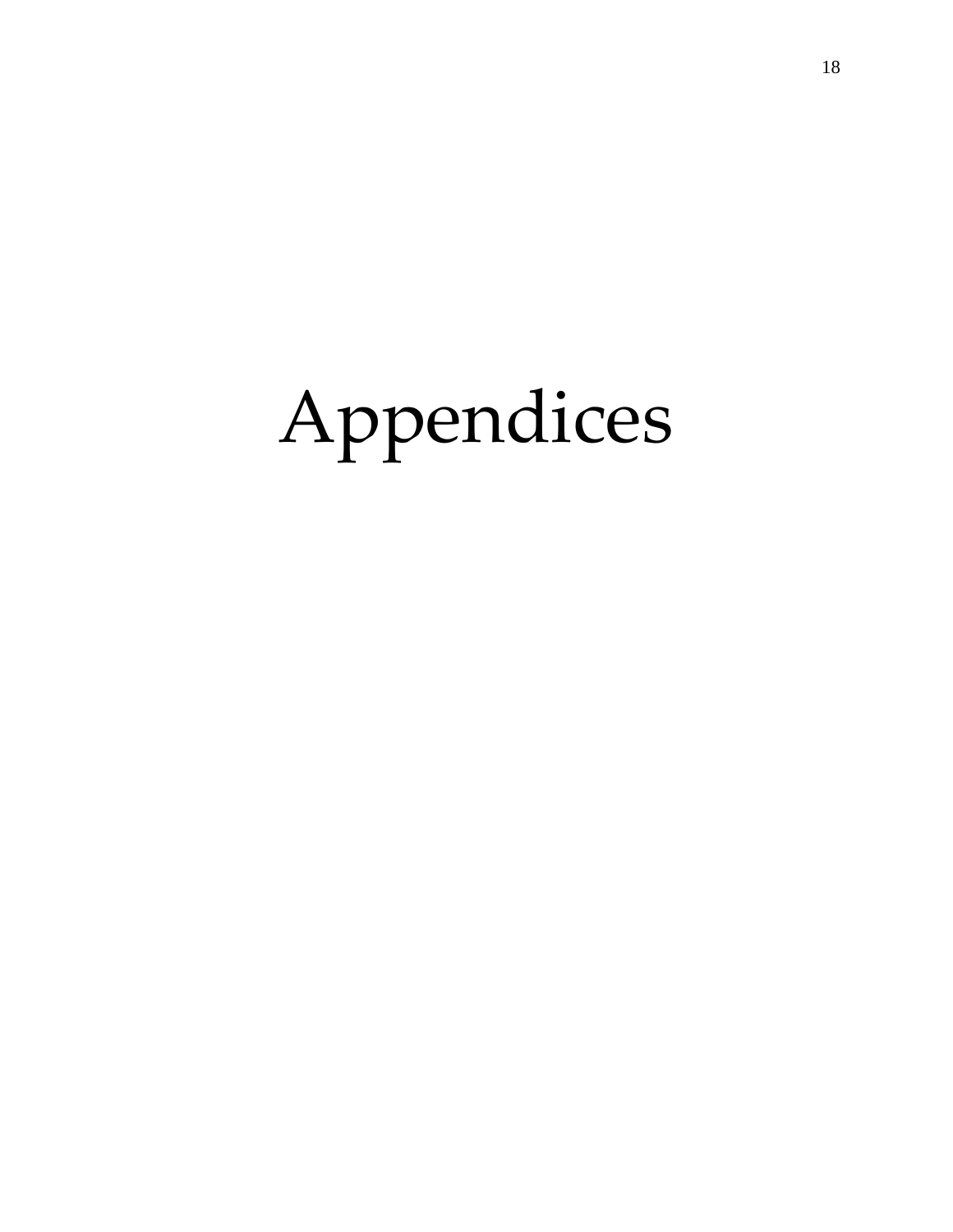# Appendices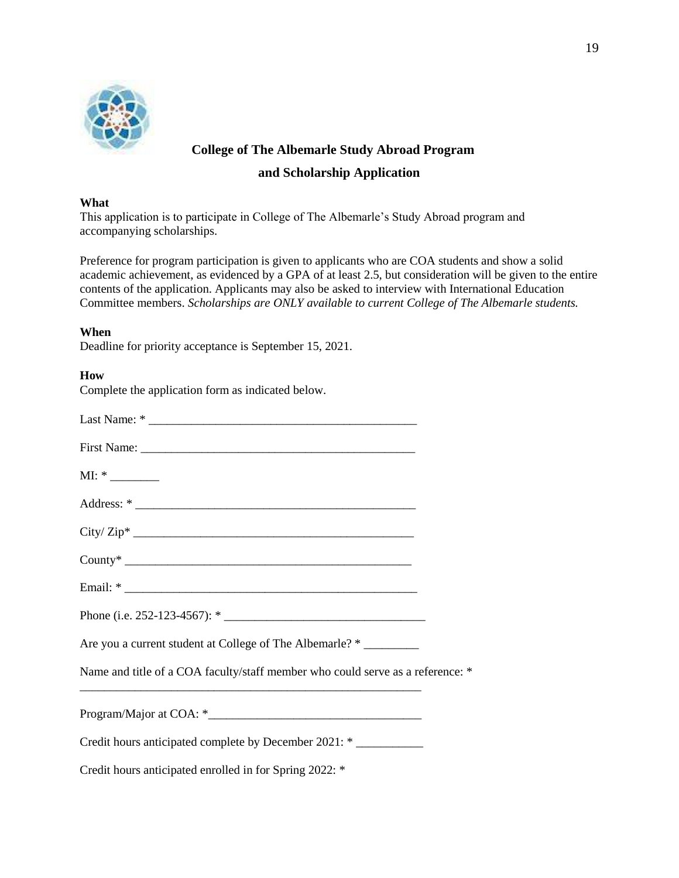## College of The Albemarle Study Abroad Program and Scholarship Application

**What**

This application is to participate in College of The Albemarle's Study Abroad program and accompanying scholarships.

Preference for program participation is given to applicants who are COA students and show a solid academic achievement, as evidenced by a GPA of at least 2.5, but consideration will be given to the entire contents of the application. Applicants may also be asked to interview with International Education Committee members. *Scholarships are ONLY available to current College of The Albemarle students.*

**When**

Deadline for priority acceptance is September 15, 2021.

**How**

Complete the application form as indicated below.

Last Name: * ____________________________________________

First Name: ______________________________________________

MI: * ________

Address: * _______________________________________________

City/ Zip* _______________________________________________

County* ________________________________________________

Email: * _________________________________________________

Phone (i.e. 252-123-4567): * _________________________________

Are you a current student at College of The Albemarle? * _________

Name and title of a COA faculty/staff member who could serve as a reference: *

_________________________________________________________

Program/Major at COA: *__________________________________

Credit hours anticipated complete by December 2021: * ___________

Credit hours anticipated enrolled in for Spring 2022: *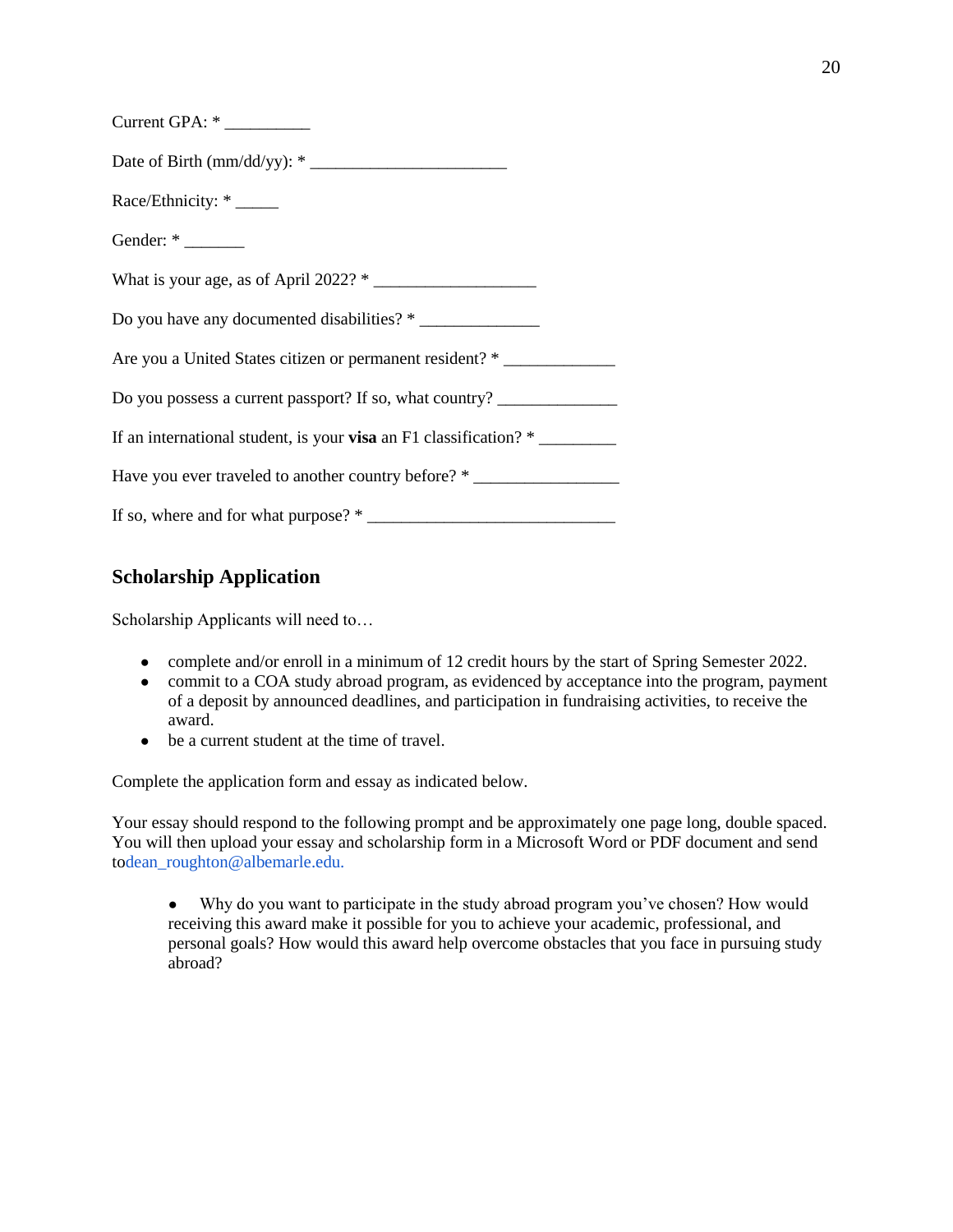Current GPA: * __________

Date of Birth (mm/dd/yy): * _______________________

Race/Ethnicity: * _____

Gender: * _______

What is your age, as of April 2022? * ___________________

Do you have any documented disabilities? * ______________

Are you a United States citizen or permanent resident? * _____________

Do you possess a current passport? If so, what country? ______________

If an international student, is your **visa** an F1 classification? * _________

Have you ever traveled to another country before? * _________________

If so, where and for what purpose? * _____________________________

## Scholarship Application

Scholarship Applicants will need to…

- complete and/or enroll in a minimum of 12 credit hours by the start of Spring Semester 2022.
- commit to a COA study abroad program, as evidenced by acceptance into the program, payment of a deposit by announced deadlines, and participation in fundraising activities, to receive the award.
- be a current student at the time of travel.

Complete the application form and essay as indicated below.

Your essay should respond to the following prompt and be approximately one page long, double spaced. You will then upload your essay and scholarship form in a Microsoft Word or PDF document and send todean_roughton@albemarle.edu.

- Why do you want to participate in the study abroad program you've chosen? How would receiving this award make it possible for you to achieve your academic, professional, and personal goals? How would this award help overcome obstacles that you face in pursuing study abroad?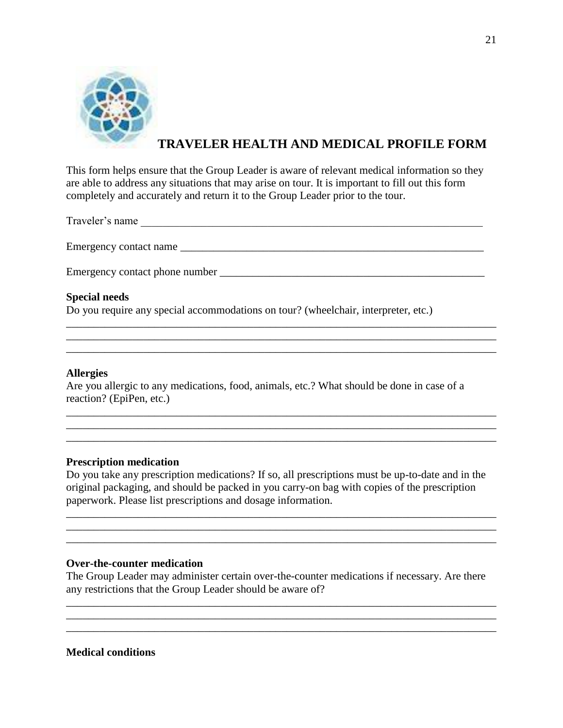# TRAVELER HEALTH AND MEDICAL PROFILE FORM

This form helps ensure that the Group Leader is aware of relevant medical information so they are able to address any situations that may arise on tour. It is important to fill out this form completely and accurately and return it to the Group Leader prior to the tour.

Traveler's name ________________________________________________________________

Emergency contact name __________________________________________________________

Emergency contact phone number ___________________________________________________

**Special needs**

Do you require any special accommodations on tour? (wheelchair, interpreter, etc.)

_______________________________________________________________________________
_______________________________________________________________________________
_______________________________________________________________________________

**Allergies**

Are you allergic to any medications, food, animals, etc.? What should be done in case of a reaction? (EpiPen, etc.)

_______________________________________________________________________________
_______________________________________________________________________________
_______________________________________________________________________________

**Prescription medication**

Do you take any prescription medications? If so, all prescriptions must be up-to-date and in the original packaging, and should be packed in you carry-on bag with copies of the prescription paperwork. Please list prescriptions and dosage information.

_______________________________________________________________________________
_______________________________________________________________________________
_______________________________________________________________________________

**Over-the-counter medication**

The Group Leader may administer certain over-the-counter medications if necessary. Are there any restrictions that the Group Leader should be aware of?

_______________________________________________________________________________
_______________________________________________________________________________
_______________________________________________________________________________

**Medical conditions**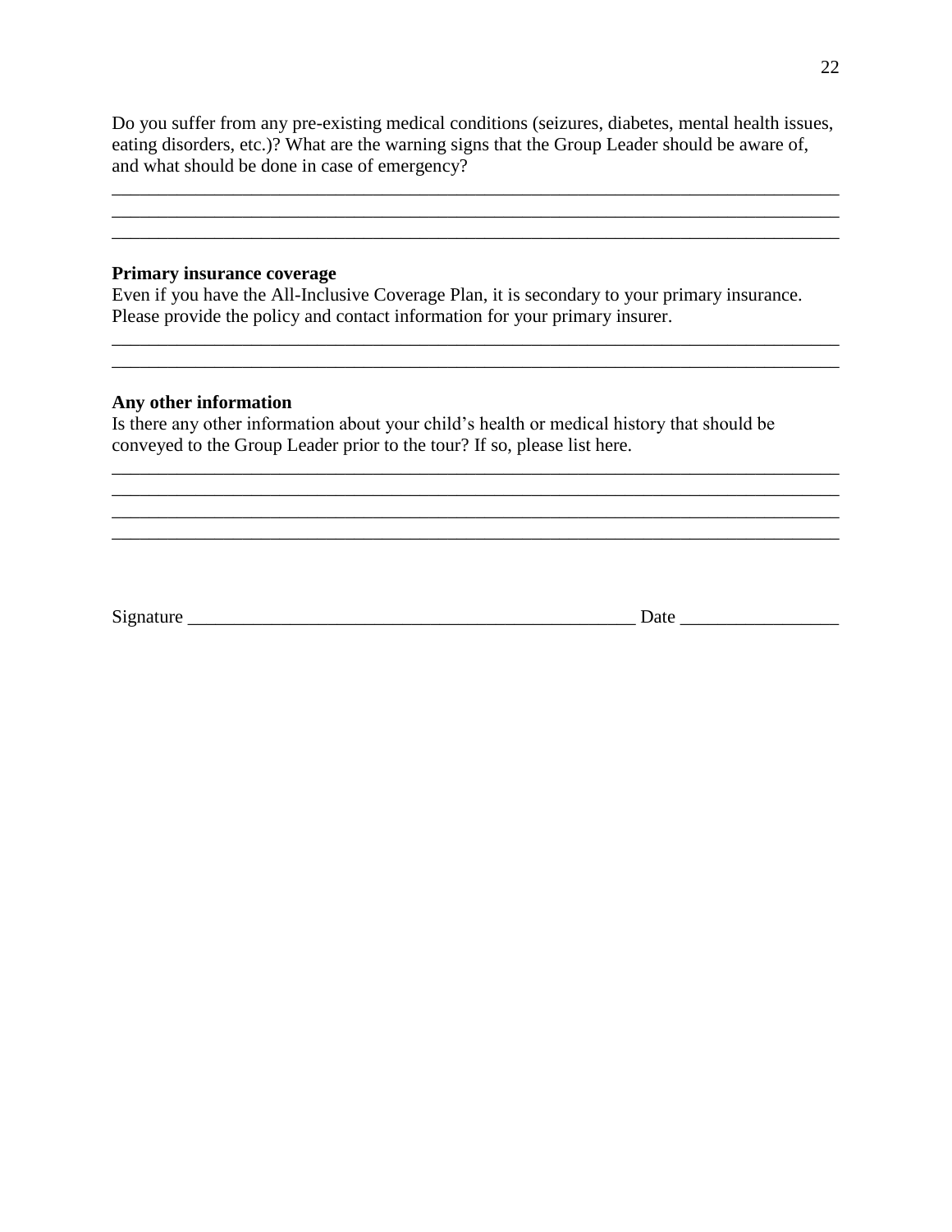Do you suffer from any pre-existing medical conditions (seizures, diabetes, mental health issues, eating disorders, etc.)? What are the warning signs that the Group Leader should be aware of, and what should be done in case of emergency?

______________________________________________________________________________
______________________________________________________________________________
______________________________________________________________________________

**Primary insurance coverage**

Even if you have the All-Inclusive Coverage Plan, it is secondary to your primary insurance. Please provide the policy and contact information for your primary insurer.

______________________________________________________________________________
______________________________________________________________________________

**Any other information**

Is there any other information about your child's health or medical history that should be conveyed to the Group Leader prior to the tour? If so, please list here.

______________________________________________________________________________
______________________________________________________________________________
______________________________________________________________________________
______________________________________________________________________________

Signature ______________________________________________ Date ________________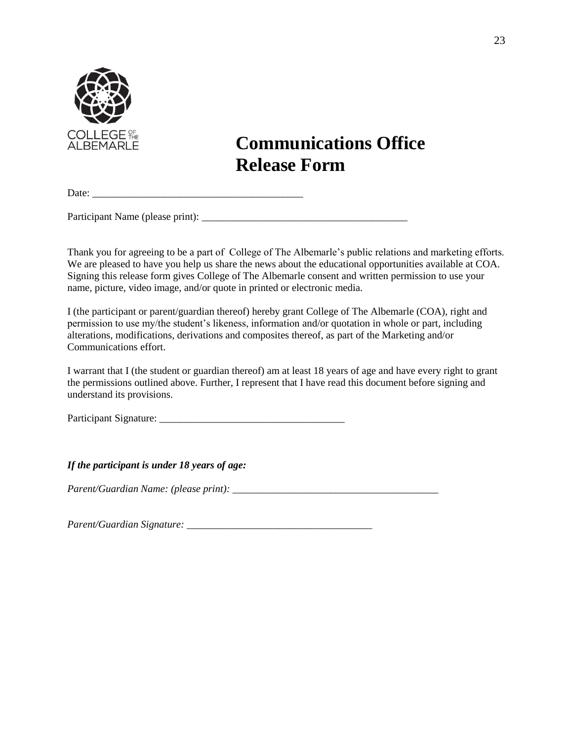COLLEGE OF THE ALBEMARLE

# Communications Office Release Form

Date: ___________________________________________

Participant Name (please print): ___________________________________________

Thank you for agreeing to be a part of College of The Albemarle's public relations and marketing efforts. We are pleased to have you help us share the news about the educational opportunities available at COA. Signing this release form gives College of The Albemarle consent and written permission to use your name, picture, video image, and/or quote in printed or electronic media.

I (the participant or parent/guardian thereof) hereby grant College of The Albemarle (COA), right and permission to use my/the student's likeness, information and/or quotation in whole or part, including alterations, modifications, derivations and composites thereof, as part of the Marketing and/or Communications effort.

I warrant that I (the student or guardian thereof) am at least 18 years of age and have every right to grant the permissions outlined above. Further, I represent that I have read this document before signing and understand its provisions.

Participant Signature: ______________________________________

***If the participant is under 18 years of age:***

*Parent/Guardian Name: (please print):* ___________________________________________

*Parent/Guardian Signature:* ______________________________________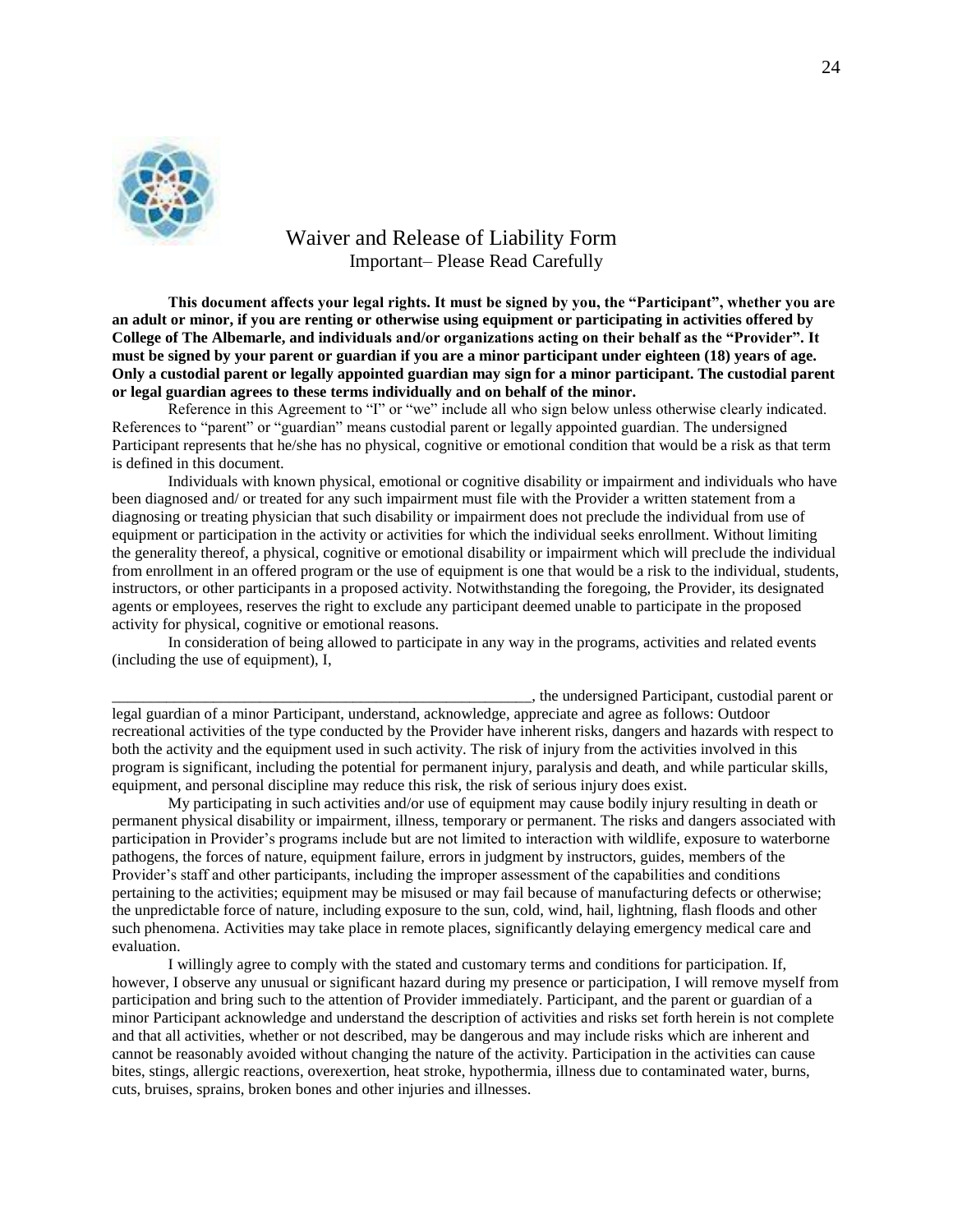# Waiver and Release of Liability Form

Important– Please Read Carefully

**This document affects your legal rights. It must be signed by you, the "Participant", whether you are an adult or minor, if you are renting or otherwise using equipment or participating in activities offered by College of The Albemarle, and individuals and/or organizations acting on their behalf as the "Provider". It must be signed by your parent or guardian if you are a minor participant under eighteen (18) years of age. Only a custodial parent or legally appointed guardian may sign for a minor participant. The custodial parent or legal guardian agrees to these terms individually and on behalf of the minor.**

Reference in this Agreement to "I" or "we" include all who sign below unless otherwise clearly indicated. References to "parent" or "guardian" means custodial parent or legally appointed guardian. The undersigned Participant represents that he/she has no physical, cognitive or emotional condition that would be a risk as that term is defined in this document.

Individuals with known physical, emotional or cognitive disability or impairment and individuals who have been diagnosed and/ or treated for any such impairment must file with the Provider a written statement from a diagnosing or treating physician that such disability or impairment does not preclude the individual from use of equipment or participation in the activity or activities for which the individual seeks enrollment. Without limiting the generality thereof, a physical, cognitive or emotional disability or impairment which will preclude the individual from enrollment in an offered program or the use of equipment is one that would be a risk to the individual, students, instructors, or other participants in a proposed activity. Notwithstanding the foregoing, the Provider, its designated agents or employees, reserves the right to exclude any participant deemed unable to participate in the proposed activity for physical, cognitive or emotional reasons.

In consideration of being allowed to participate in any way in the programs, activities and related events (including the use of equipment), I,

_______________________________________________________, the undersigned Participant, custodial parent or legal guardian of a minor Participant, understand, acknowledge, appreciate and agree as follows: Outdoor recreational activities of the type conducted by the Provider have inherent risks, dangers and hazards with respect to both the activity and the equipment used in such activity. The risk of injury from the activities involved in this program is significant, including the potential for permanent injury, paralysis and death, and while particular skills, equipment, and personal discipline may reduce this risk, the risk of serious injury does exist.

My participating in such activities and/or use of equipment may cause bodily injury resulting in death or permanent physical disability or impairment, illness, temporary or permanent. The risks and dangers associated with participation in Provider's programs include but are not limited to interaction with wildlife, exposure to waterborne pathogens, the forces of nature, equipment failure, errors in judgment by instructors, guides, members of the Provider's staff and other participants, including the improper assessment of the capabilities and conditions pertaining to the activities; equipment may be misused or may fail because of manufacturing defects or otherwise; the unpredictable force of nature, including exposure to the sun, cold, wind, hail, lightning, flash floods and other such phenomena. Activities may take place in remote places, significantly delaying emergency medical care and evaluation.

I willingly agree to comply with the stated and customary terms and conditions for participation. If, however, I observe any unusual or significant hazard during my presence or participation, I will remove myself from participation and bring such to the attention of Provider immediately. Participant, and the parent or guardian of a minor Participant acknowledge and understand the description of activities and risks set forth herein is not complete and that all activities, whether or not described, may be dangerous and may include risks which are inherent and cannot be reasonably avoided without changing the nature of the activity. Participation in the activities can cause bites, stings, allergic reactions, overexertion, heat stroke, hypothermia, illness due to contaminated water, burns, cuts, bruises, sprains, broken bones and other injuries and illnesses.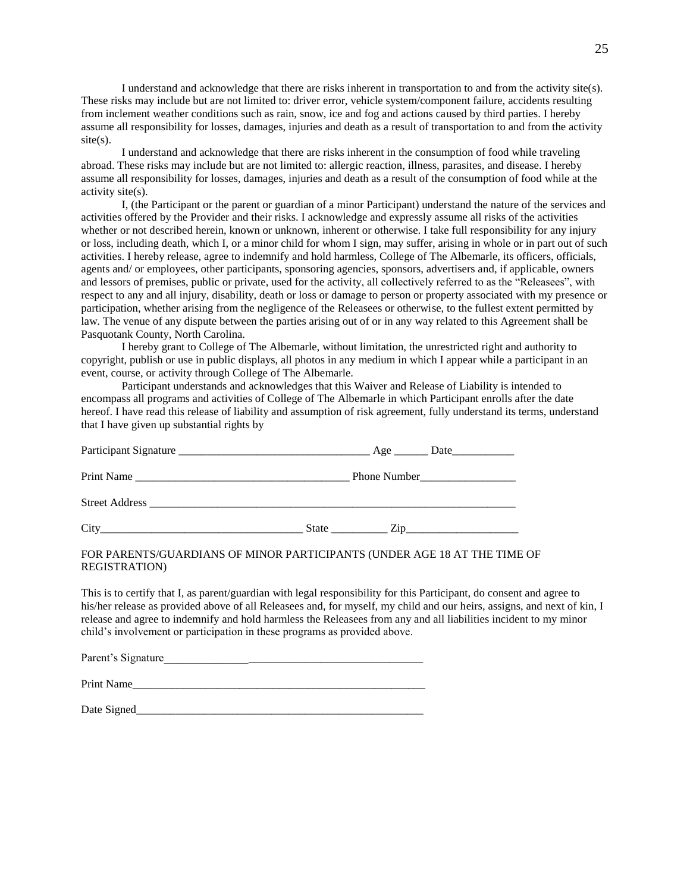I understand and acknowledge that there are risks inherent in transportation to and from the activity site(s). These risks may include but are not limited to: driver error, vehicle system/component failure, accidents resulting from inclement weather conditions such as rain, snow, ice and fog and actions caused by third parties. I hereby assume all responsibility for losses, damages, injuries and death as a result of transportation to and from the activity site(s).

I understand and acknowledge that there are risks inherent in the consumption of food while traveling abroad. These risks may include but are not limited to: allergic reaction, illness, parasites, and disease. I hereby assume all responsibility for losses, damages, injuries and death as a result of the consumption of food while at the activity site(s).

I, (the Participant or the parent or guardian of a minor Participant) understand the nature of the services and activities offered by the Provider and their risks. I acknowledge and expressly assume all risks of the activities whether or not described herein, known or unknown, inherent or otherwise. I take full responsibility for any injury or loss, including death, which I, or a minor child for whom I sign, may suffer, arising in whole or in part out of such activities. I hereby release, agree to indemnify and hold harmless, College of The Albemarle, its officers, officials, agents and/ or employees, other participants, sponsoring agencies, sponsors, advertisers and, if applicable, owners and lessors of premises, public or private, used for the activity, all collectively referred to as the "Releasees", with respect to any and all injury, disability, death or loss or damage to person or property associated with my presence or participation, whether arising from the negligence of the Releasees or otherwise, to the fullest extent permitted by law. The venue of any dispute between the parties arising out of or in any way related to this Agreement shall be Pasquotank County, North Carolina.

I hereby grant to College of The Albemarle, without limitation, the unrestricted right and authority to copyright, publish or use in public displays, all photos in any medium in which I appear while a participant in an event, course, or activity through College of The Albemarle.

Participant understands and acknowledges that this Waiver and Release of Liability is intended to encompass all programs and activities of College of The Albemarle in which Participant enrolls after the date hereof. I have read this release of liability and assumption of risk agreement, fully understand its terms, understand that I have given up substantial rights by

Participant Signature ________________________________ Age ______ Date___________

Print Name ______________________________________ Phone Number_________________

Street Address ____________________________________________________________________

City___________________________________ State __________ Zip____________________

FOR PARENTS/GUARDIANS OF MINOR PARTICIPANTS (UNDER AGE 18 AT THE TIME OF REGISTRATION)

This is to certify that I, as parent/guardian with legal responsibility for this Participant, do consent and agree to his/her release as provided above of all Releasees and, for myself, my child and our heirs, assigns, and next of kin, I release and agree to indemnify and hold harmless the Releasees from any and all liabilities incident to my minor child's involvement or participation in these programs as provided above.

Parent's Signature______________________________________________

Print Name______________________________________________________

Date Signed_____________________________________________________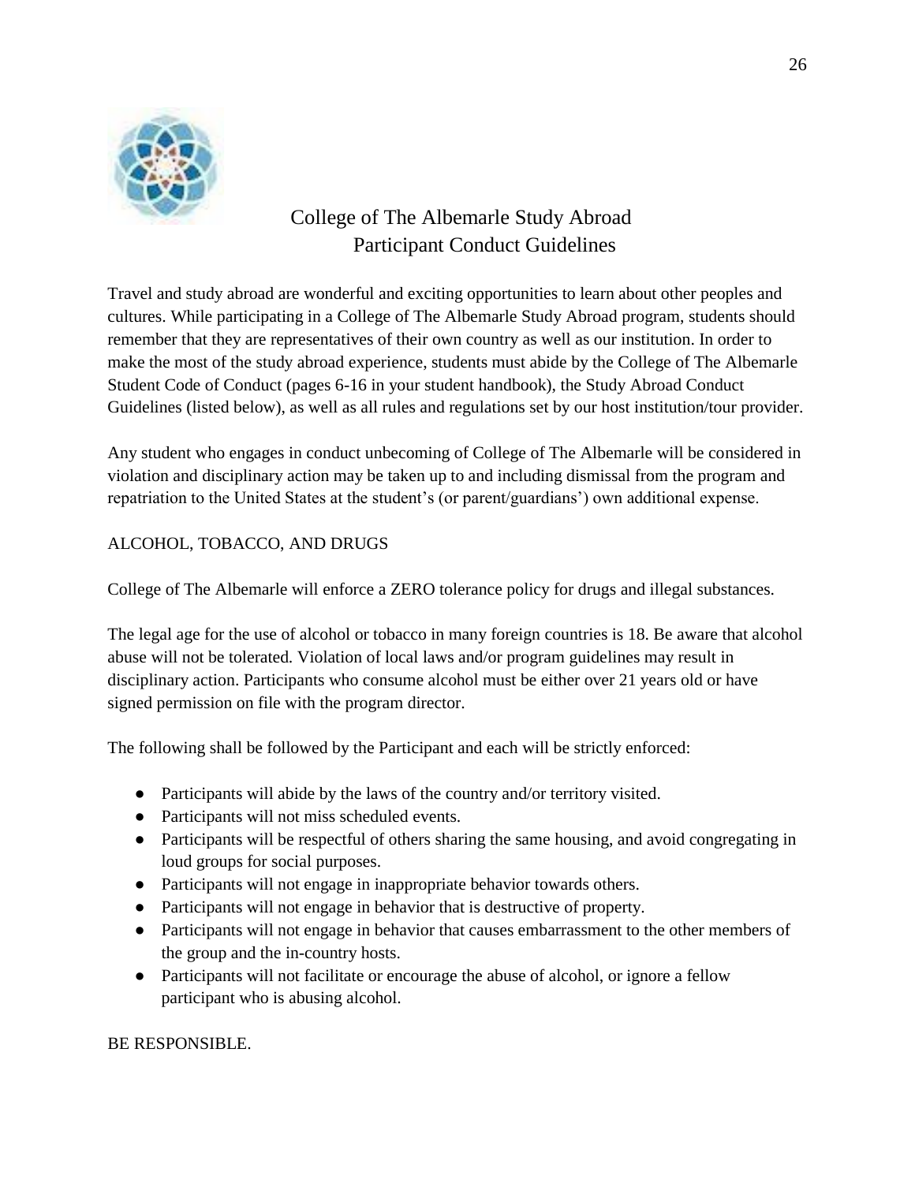# College of The Albemarle Study Abroad
## Participant Conduct Guidelines

Travel and study abroad are wonderful and exciting opportunities to learn about other peoples and cultures. While participating in a College of The Albemarle Study Abroad program, students should remember that they are representatives of their own country as well as our institution. In order to make the most of the study abroad experience, students must abide by the College of The Albemarle Student Code of Conduct (pages 6-16 in your student handbook), the Study Abroad Conduct Guidelines (listed below), as well as all rules and regulations set by our host institution/tour provider.

Any student who engages in conduct unbecoming of College of The Albemarle will be considered in violation and disciplinary action may be taken up to and including dismissal from the program and repatriation to the United States at the student's (or parent/guardians') own additional expense.

### ALCOHOL, TOBACCO, AND DRUGS

College of The Albemarle will enforce a ZERO tolerance policy for drugs and illegal substances.

The legal age for the use of alcohol or tobacco in many foreign countries is 18. Be aware that alcohol abuse will not be tolerated. Violation of local laws and/or program guidelines may result in disciplinary action. Participants who consume alcohol must be either over 21 years old or have signed permission on file with the program director.

The following shall be followed by the Participant and each will be strictly enforced:

- Participants will abide by the laws of the country and/or territory visited.
- Participants will not miss scheduled events.
- Participants will be respectful of others sharing the same housing, and avoid congregating in loud groups for social purposes.
- Participants will not engage in inappropriate behavior towards others.
- Participants will not engage in behavior that is destructive of property.
- Participants will not engage in behavior that causes embarrassment to the other members of the group and the in-country hosts.
- Participants will not facilitate or encourage the abuse of alcohol, or ignore a fellow participant who is abusing alcohol.

BE RESPONSIBLE.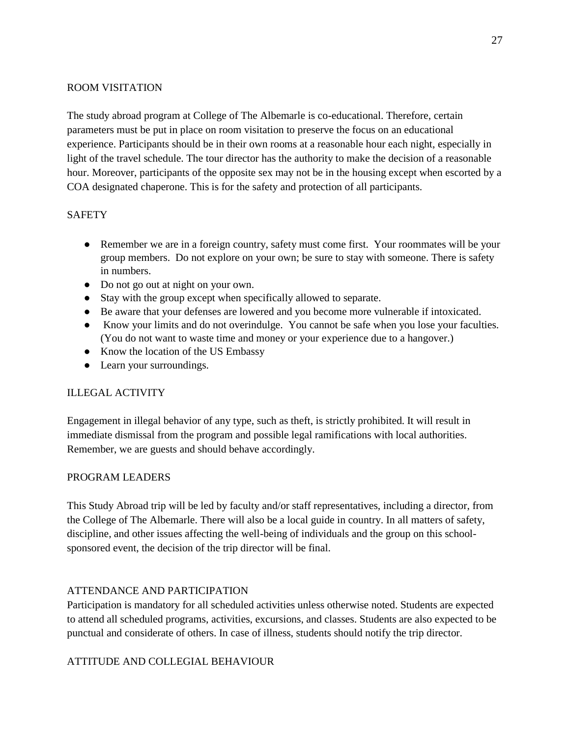## ROOM VISITATION

The study abroad program at College of The Albemarle is co-educational. Therefore, certain parameters must be put in place on room visitation to preserve the focus on an educational experience. Participants should be in their own rooms at a reasonable hour each night, especially in light of the travel schedule. The tour director has the authority to make the decision of a reasonable hour. Moreover, participants of the opposite sex may not be in the housing except when escorted by a COA designated chaperone. This is for the safety and protection of all participants.

## SAFETY

- Remember we are in a foreign country, safety must come first. Your roommates will be your group members. Do not explore on your own; be sure to stay with someone. There is safety in numbers.
- Do not go out at night on your own.
- Stay with the group except when specifically allowed to separate.
- Be aware that your defenses are lowered and you become more vulnerable if intoxicated.
- Know your limits and do not overindulge. You cannot be safe when you lose your faculties. (You do not want to waste time and money or your experience due to a hangover.)
- Know the location of the US Embassy
- Learn your surroundings.

## ILLEGAL ACTIVITY

Engagement in illegal behavior of any type, such as theft, is strictly prohibited. It will result in immediate dismissal from the program and possible legal ramifications with local authorities. Remember, we are guests and should behave accordingly.

## PROGRAM LEADERS

This Study Abroad trip will be led by faculty and/or staff representatives, including a director, from the College of The Albemarle. There will also be a local guide in country. In all matters of safety, discipline, and other issues affecting the well-being of individuals and the group on this school-sponsored event, the decision of the trip director will be final.

## ATTENDANCE AND PARTICIPATION

Participation is mandatory for all scheduled activities unless otherwise noted. Students are expected to attend all scheduled programs, activities, excursions, and classes. Students are also expected to be punctual and considerate of others. In case of illness, students should notify the trip director.

## ATTITUDE AND COLLEGIAL BEHAVIOUR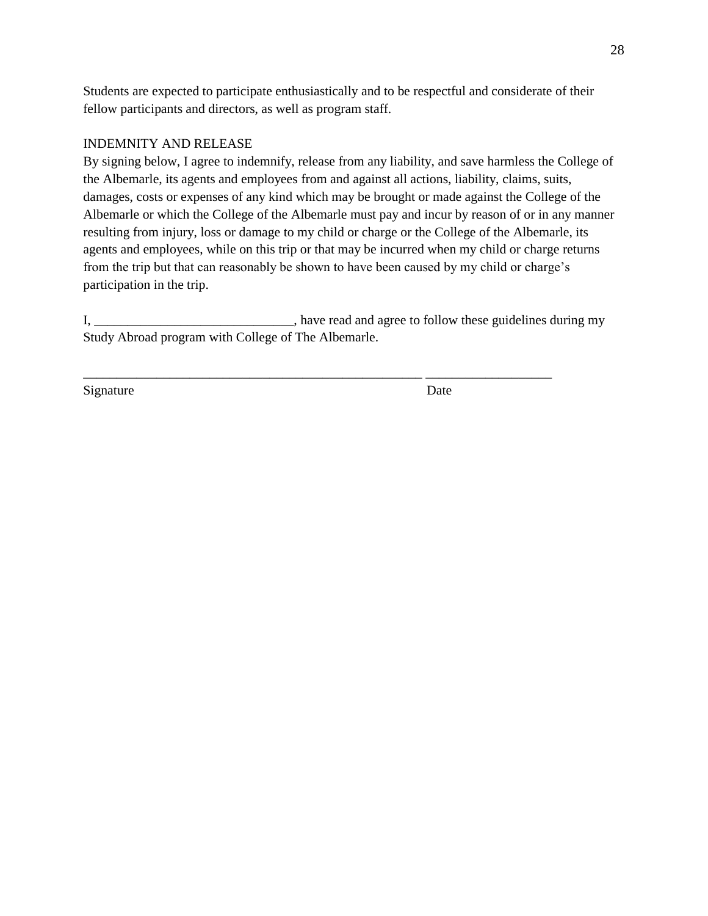Students are expected to participate enthusiastically and to be respectful and considerate of their fellow participants and directors, as well as program staff.

INDEMNITY AND RELEASE

By signing below, I agree to indemnify, release from any liability, and save harmless the College of the Albemarle, its agents and employees from and against all actions, liability, claims, suits, damages, costs or expenses of any kind which may be brought or made against the College of the Albemarle or which the College of the Albemarle must pay and incur by reason of or in any manner resulting from injury, loss or damage to my child or charge or the College of the Albemarle, its agents and employees, while on this trip or that may be incurred when my child or charge returns from the trip but that can reasonably be shown to have been caused by my child or charge's participation in the trip.

I, ______________________________, have read and agree to follow these guidelines during my Study Abroad program with College of The Albemarle.

_____________________________________________________ ___________________

Signature Date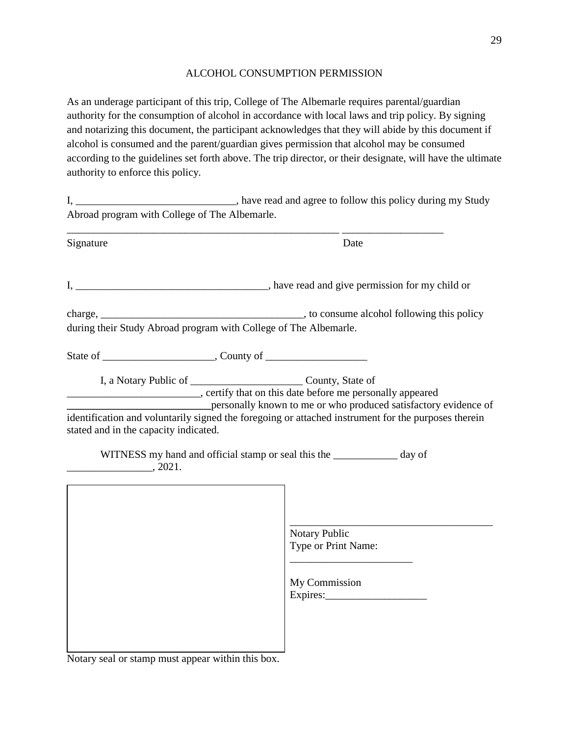# ALCOHOL CONSUMPTION PERMISSION

As an underage participant of this trip, College of The Albemarle requires parental/guardian authority for the consumption of alcohol in accordance with local laws and trip policy. By signing and notarizing this document, the participant acknowledges that they will abide by this document if alcohol is consumed and the parent/guardian gives permission that alcohol may be consumed according to the guidelines set forth above. The trip director, or their designate, will have the ultimate authority to enforce this policy.

I, ______________________________, have read and agree to follow this policy during my Study Abroad program with College of The Albemarle.

_____________________________________________________ ___________________

Signature                                                                                                Date

I, ____________________________________, have read and give permission for my child or

charge, ______________________________________, to consume alcohol following this policy during their Study Abroad program with College of The Albemarle.

State of _____________________, County of ___________________

I, a Notary Public of _____________________ County, State of _________________________, certify that on this date before me personally appeared ___________________________personally known to me or who produced satisfactory evidence of identification and voluntarily signed the foregoing or attached instrument for the purposes therein stated and in the capacity indicated.

WITNESS my hand and official stamp or seal this the ____________ day of ________________, 2021.

_______________________________________

Notary Public
Type or Print Name:
_______________________

My Commission
Expires:___________________

Notary seal or stamp must appear within this box.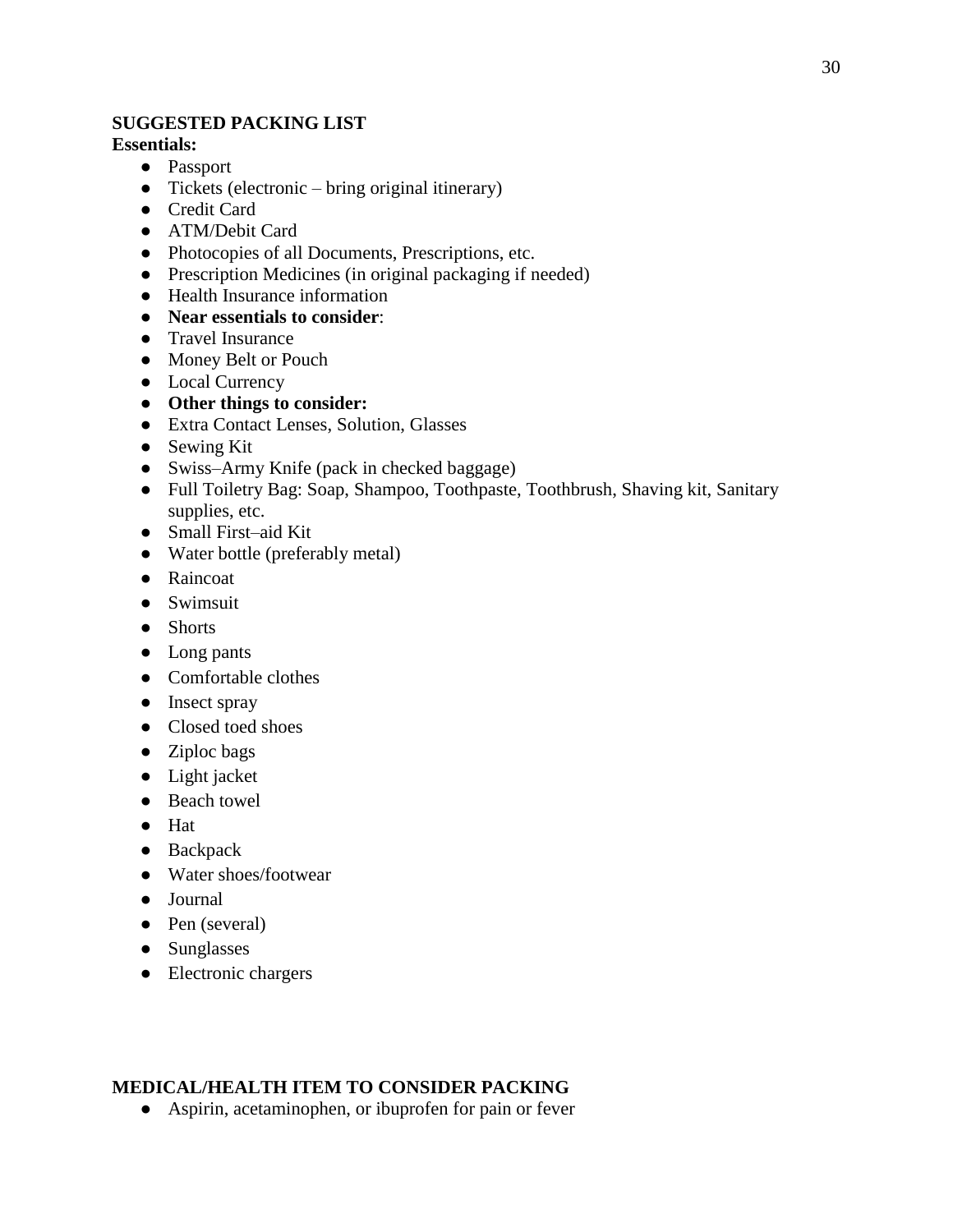**SUGGESTED PACKING LIST**

**Essentials:**

- Passport
- Tickets (electronic – bring original itinerary)
- Credit Card
- ATM/Debit Card
- Photocopies of all Documents, Prescriptions, etc.
- Prescription Medicines (in original packaging if needed)
- Health Insurance information
- **Near essentials to consider**:
- Travel Insurance
- Money Belt or Pouch
- Local Currency
- **Other things to consider:**
- Extra Contact Lenses, Solution, Glasses
- Sewing Kit
- Swiss–Army Knife (pack in checked baggage)
- Full Toiletry Bag: Soap, Shampoo, Toothpaste, Toothbrush, Shaving kit, Sanitary supplies, etc.
- Small First–aid Kit
- Water bottle (preferably metal)
- Raincoat
- Swimsuit
- Shorts
- Long pants
- Comfortable clothes
- Insect spray
- Closed toed shoes
- Ziploc bags
- Light jacket
- Beach towel
- Hat
- Backpack
- Water shoes/footwear
- Journal
- Pen (several)
- Sunglasses
- Electronic chargers

**MEDICAL/HEALTH ITEM TO CONSIDER PACKING**

- Aspirin, acetaminophen, or ibuprofen for pain or fever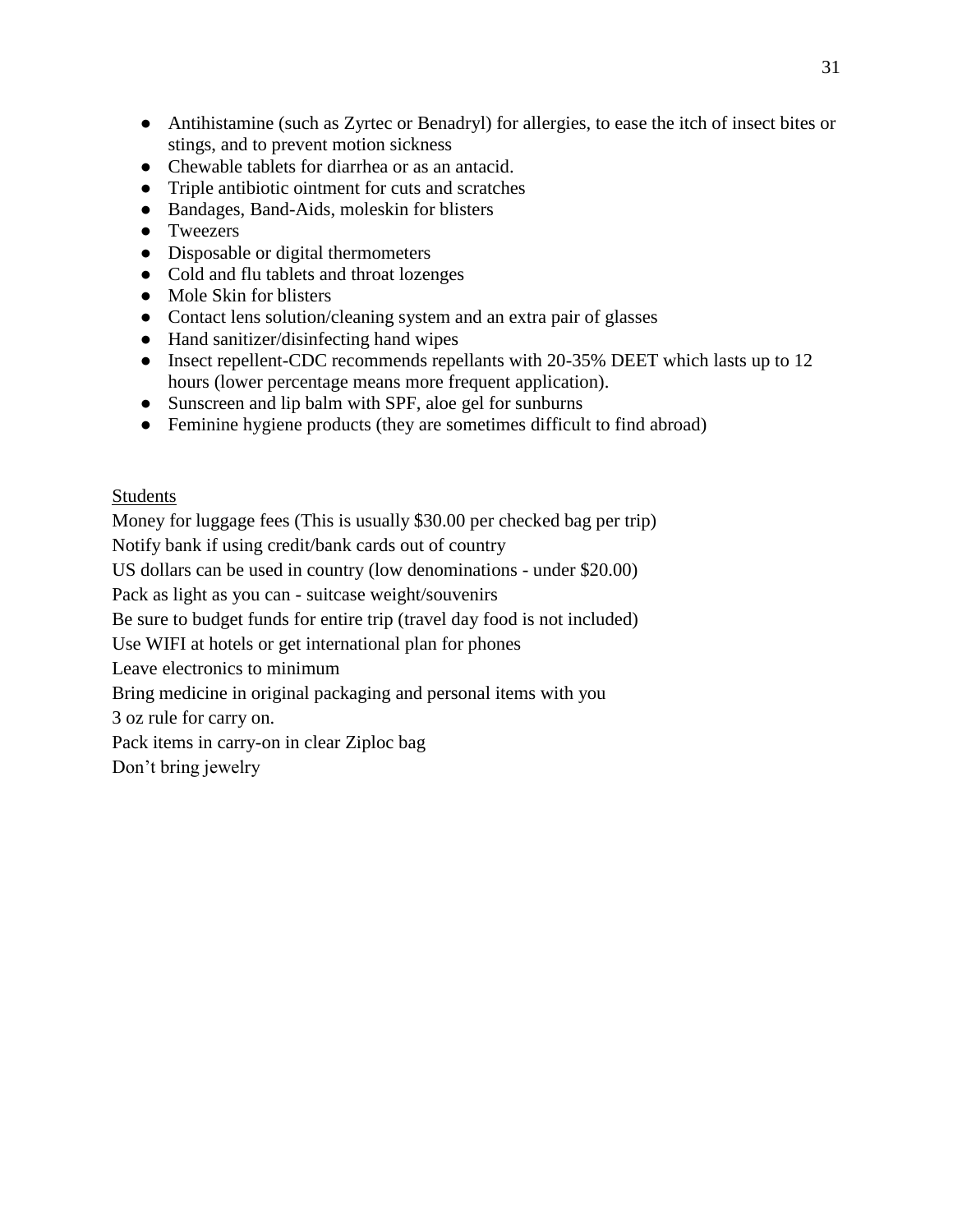- Antihistamine (such as Zyrtec or Benadryl) for allergies, to ease the itch of insect bites or stings, and to prevent motion sickness
- Chewable tablets for diarrhea or as an antacid.
- Triple antibiotic ointment for cuts and scratches
- Bandages, Band-Aids, moleskin for blisters
- Tweezers
- Disposable or digital thermometers
- Cold and flu tablets and throat lozenges
- Mole Skin for blisters
- Contact lens solution/cleaning system and an extra pair of glasses
- Hand sanitizer/disinfecting hand wipes
- Insect repellent-CDC recommends repellants with 20-35% DEET which lasts up to 12 hours (lower percentage means more frequent application).
- Sunscreen and lip balm with SPF, aloe gel for sunburns
- Feminine hygiene products (they are sometimes difficult to find abroad)

<u>Students</u>

Money for luggage fees (This is usually $30.00 per checked bag per trip)

Notify bank if using credit/bank cards out of country

US dollars can be used in country (low denominations - under $20.00)

Pack as light as you can - suitcase weight/souvenirs

Be sure to budget funds for entire trip (travel day food is not included)

Use WIFI at hotels or get international plan for phones

Leave electronics to minimum

Bring medicine in original packaging and personal items with you

3 oz rule for carry on.

Pack items in carry-on in clear Ziploc bag

Don't bring jewelry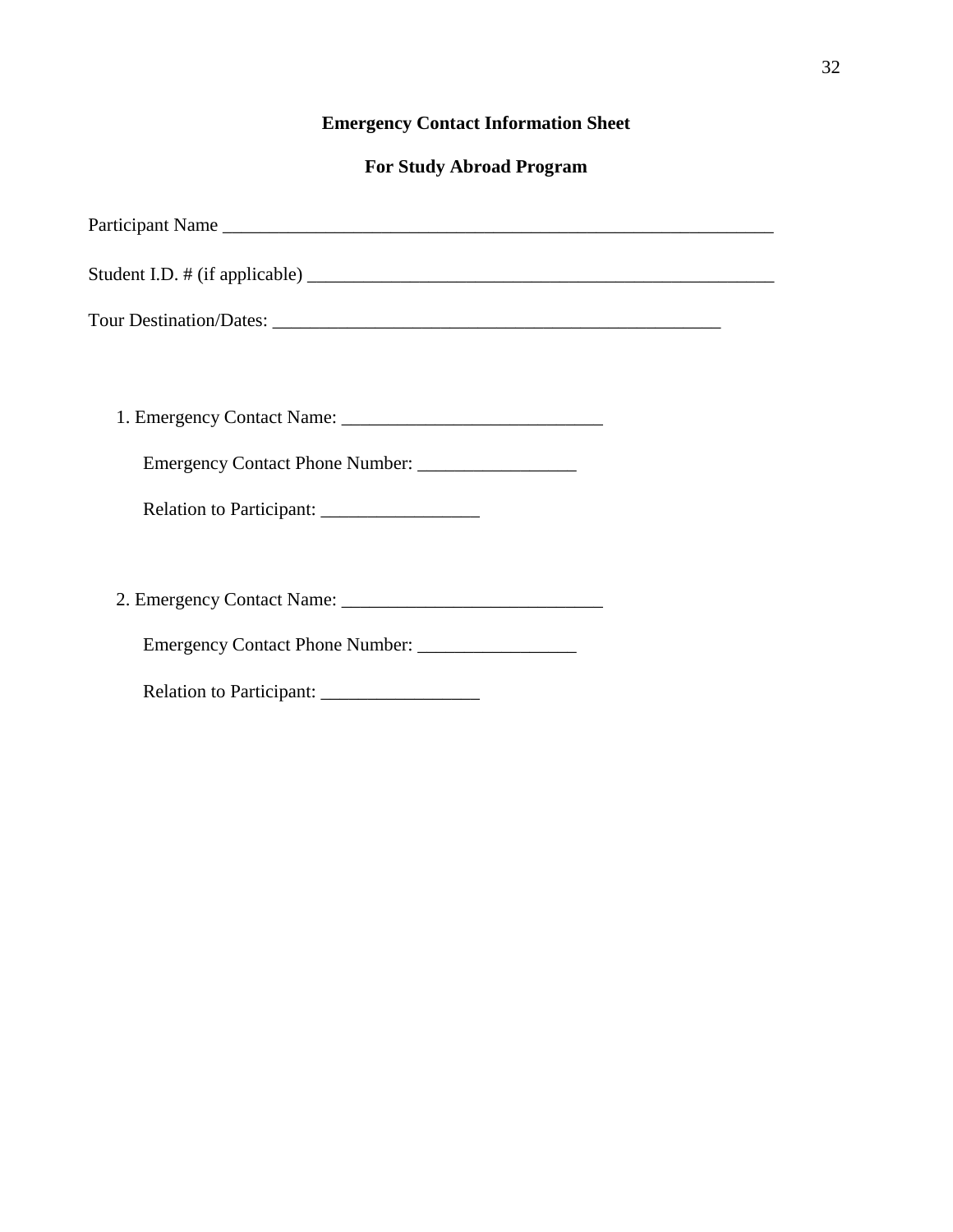**Emergency Contact Information Sheet**

**For Study Abroad Program**

Participant Name ____________________________________________________________

Student I.D. # (if applicable) ____________________________________________________

Tour Destination/Dates: ________________________________________________

1. Emergency Contact Name: ____________________________

   Emergency Contact Phone Number: _________________

   Relation to Participant: _________________

2. Emergency Contact Name: ____________________________

   Emergency Contact Phone Number: _________________

   Relation to Participant: _________________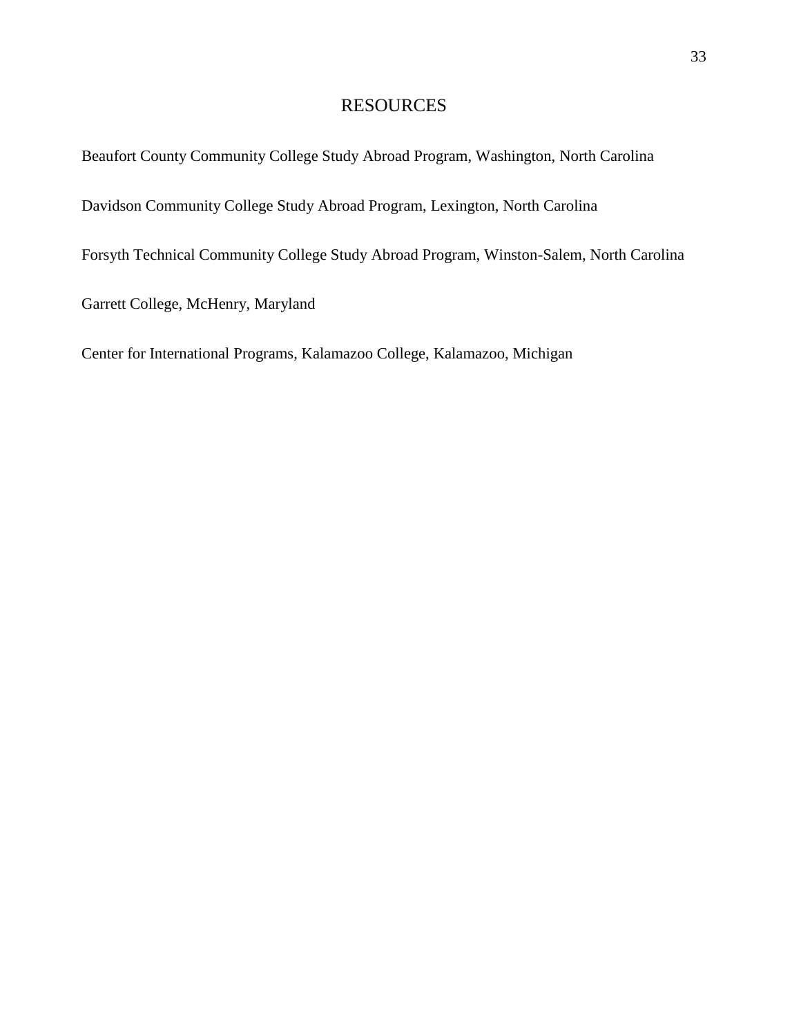# RESOURCES

Beaufort County Community College Study Abroad Program, Washington, North Carolina

Davidson Community College Study Abroad Program, Lexington, North Carolina

Forsyth Technical Community College Study Abroad Program, Winston-Salem, North Carolina

Garrett College, McHenry, Maryland

Center for International Programs, Kalamazoo College, Kalamazoo, Michigan